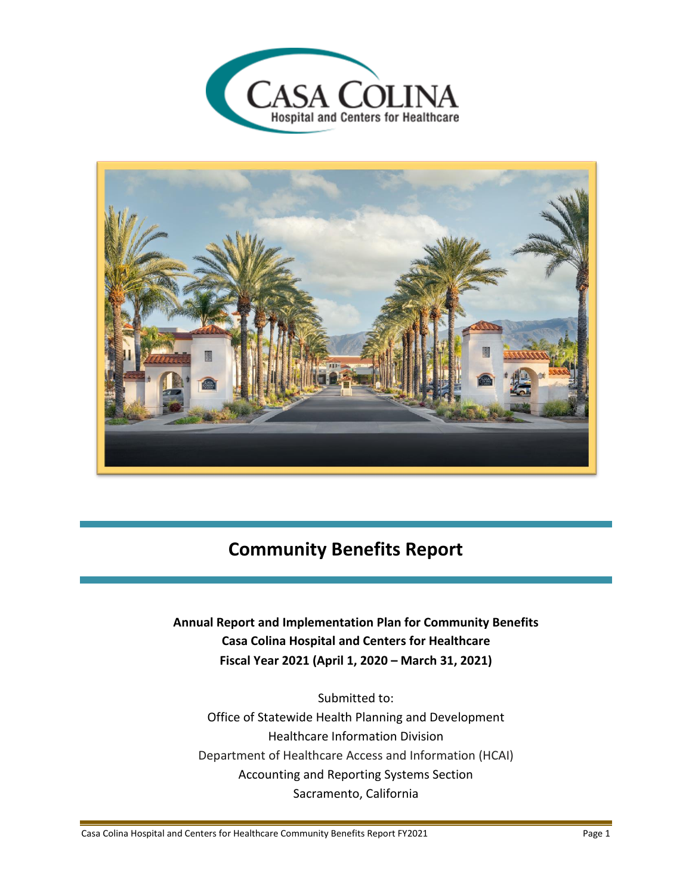CASA COLINA
Hospital and Centers for Healthcare

# Community Benefits Report

**Annual Report and Implementation Plan for Community Benefits**
**Casa Colina Hospital and Centers for Healthcare**
**Fiscal Year 2021 (April 1, 2020 – March 31, 2021)**

Submitted to:
Office of Statewide Health Planning and Development
Healthcare Information Division
Department of Healthcare Access and Information (HCAI)
Accounting and Reporting Systems Section
Sacramento, California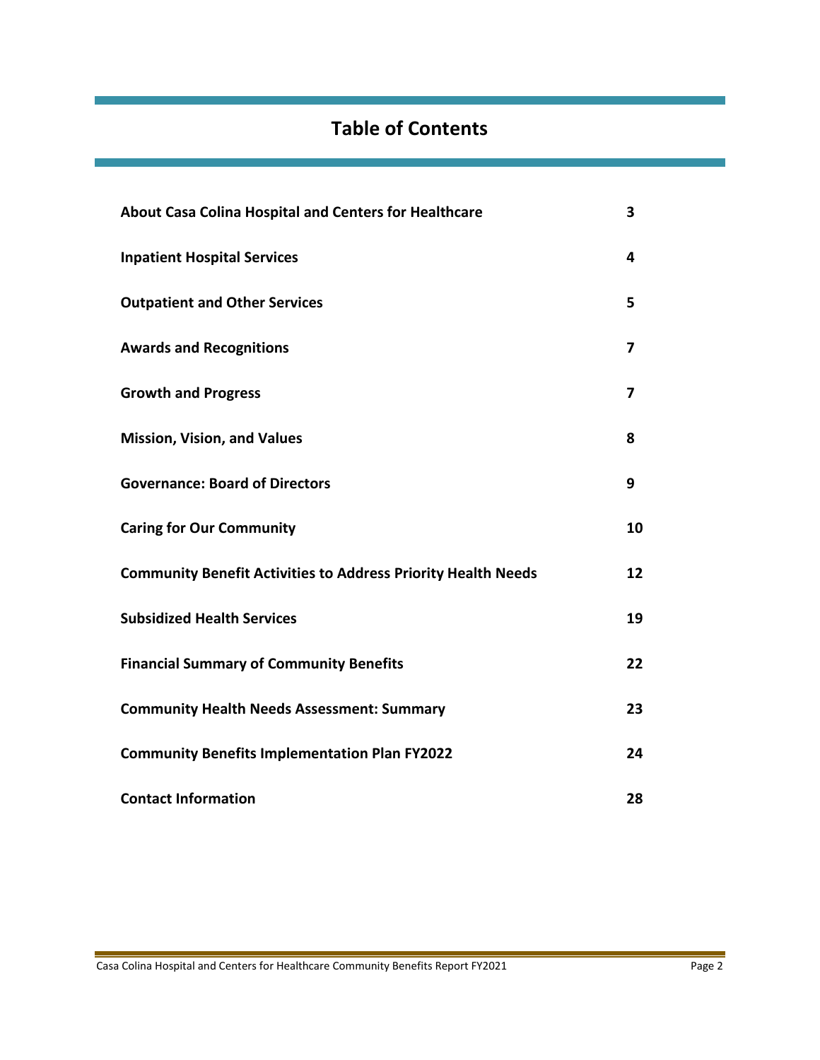# Table of Contents

| | |
|---|---|
| **About Casa Colina Hospital and Centers for Healthcare** | **3** |
| **Inpatient Hospital Services** | **4** |
| **Outpatient and Other Services** | **5** |
| **Awards and Recognitions** | **7** |
| **Growth and Progress** | **7** |
| **Mission, Vision, and Values** | **8** |
| **Governance: Board of Directors** | **9** |
| **Caring for Our Community** | **10** |
| **Community Benefit Activities to Address Priority Health Needs** | **12** |
| **Subsidized Health Services** | **19** |
| **Financial Summary of Community Benefits** | **22** |
| **Community Health Needs Assessment: Summary** | **23** |
| **Community Benefits Implementation Plan FY2022** | **24** |
| **Contact Information** | **28** |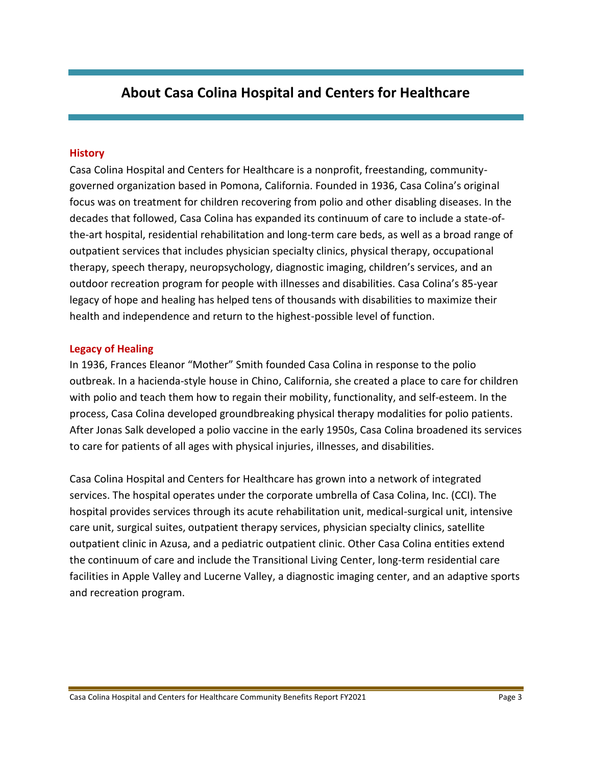# About Casa Colina Hospital and Centers for Healthcare

## History

Casa Colina Hospital and Centers for Healthcare is a nonprofit, freestanding, community-governed organization based in Pomona, California. Founded in 1936, Casa Colina's original focus was on treatment for children recovering from polio and other disabling diseases. In the decades that followed, Casa Colina has expanded its continuum of care to include a state-of-the-art hospital, residential rehabilitation and long-term care beds, as well as a broad range of outpatient services that includes physician specialty clinics, physical therapy, occupational therapy, speech therapy, neuropsychology, diagnostic imaging, children's services, and an outdoor recreation program for people with illnesses and disabilities. Casa Colina's 85-year legacy of hope and healing has helped tens of thousands with disabilities to maximize their health and independence and return to the highest-possible level of function.

## Legacy of Healing

In 1936, Frances Eleanor "Mother" Smith founded Casa Colina in response to the polio outbreak. In a hacienda-style house in Chino, California, she created a place to care for children with polio and teach them how to regain their mobility, functionality, and self-esteem. In the process, Casa Colina developed groundbreaking physical therapy modalities for polio patients. After Jonas Salk developed a polio vaccine in the early 1950s, Casa Colina broadened its services to care for patients of all ages with physical injuries, illnesses, and disabilities.

Casa Colina Hospital and Centers for Healthcare has grown into a network of integrated services. The hospital operates under the corporate umbrella of Casa Colina, Inc. (CCI). The hospital provides services through its acute rehabilitation unit, medical-surgical unit, intensive care unit, surgical suites, outpatient therapy services, physician specialty clinics, satellite outpatient clinic in Azusa, and a pediatric outpatient clinic. Other Casa Colina entities extend the continuum of care and include the Transitional Living Center, long-term residential care facilities in Apple Valley and Lucerne Valley, a diagnostic imaging center, and an adaptive sports and recreation program.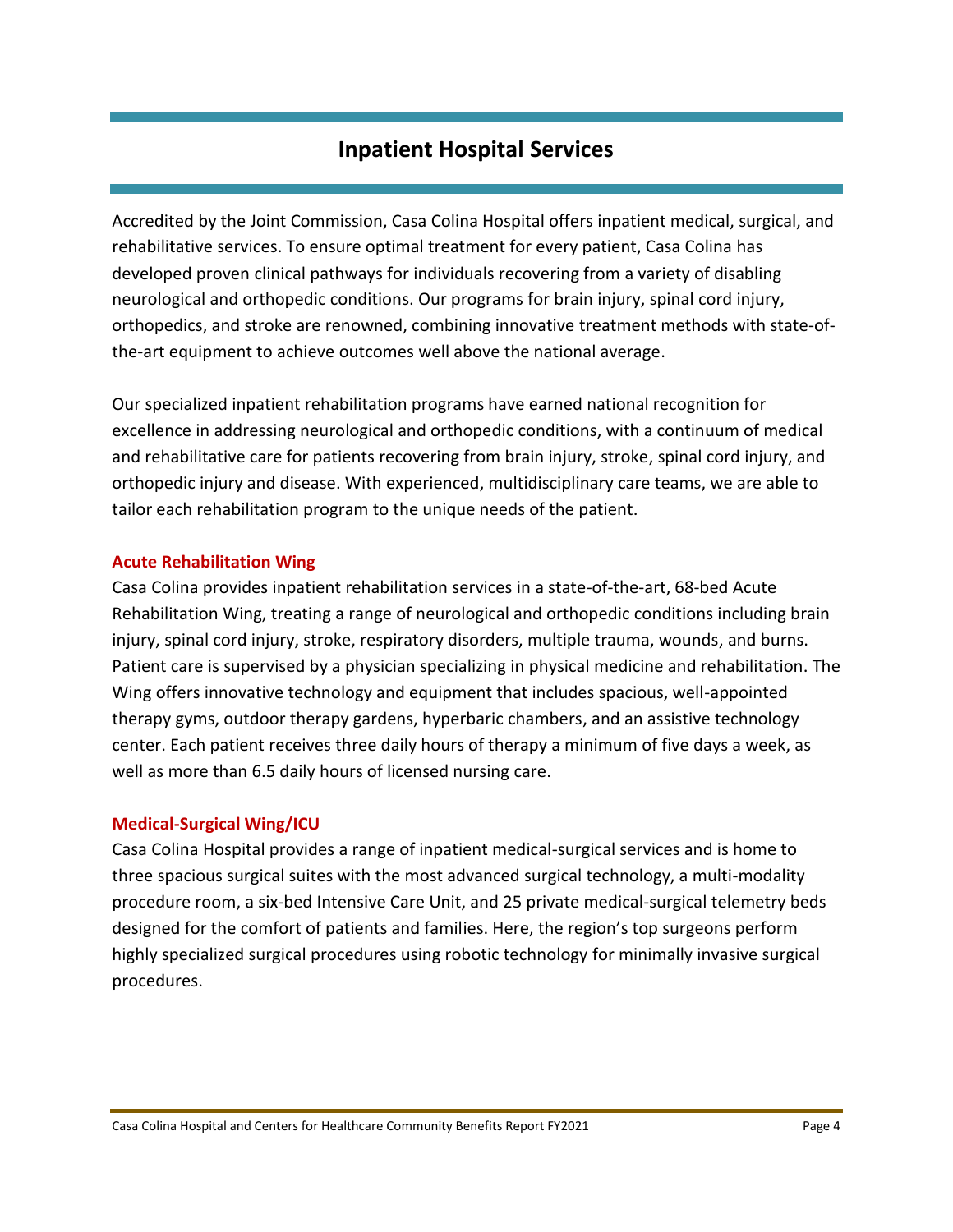# Inpatient Hospital Services

Accredited by the Joint Commission, Casa Colina Hospital offers inpatient medical, surgical, and rehabilitative services. To ensure optimal treatment for every patient, Casa Colina has developed proven clinical pathways for individuals recovering from a variety of disabling neurological and orthopedic conditions. Our programs for brain injury, spinal cord injury, orthopedics, and stroke are renowned, combining innovative treatment methods with state-of-the-art equipment to achieve outcomes well above the national average.

Our specialized inpatient rehabilitation programs have earned national recognition for excellence in addressing neurological and orthopedic conditions, with a continuum of medical and rehabilitative care for patients recovering from brain injury, stroke, spinal cord injury, and orthopedic injury and disease. With experienced, multidisciplinary care teams, we are able to tailor each rehabilitation program to the unique needs of the patient.

### Acute Rehabilitation Wing

Casa Colina provides inpatient rehabilitation services in a state-of-the-art, 68-bed Acute Rehabilitation Wing, treating a range of neurological and orthopedic conditions including brain injury, spinal cord injury, stroke, respiratory disorders, multiple trauma, wounds, and burns. Patient care is supervised by a physician specializing in physical medicine and rehabilitation. The Wing offers innovative technology and equipment that includes spacious, well-appointed therapy gyms, outdoor therapy gardens, hyperbaric chambers, and an assistive technology center. Each patient receives three daily hours of therapy a minimum of five days a week, as well as more than 6.5 daily hours of licensed nursing care.

### Medical-Surgical Wing/ICU

Casa Colina Hospital provides a range of inpatient medical-surgical services and is home to three spacious surgical suites with the most advanced surgical technology, a multi-modality procedure room, a six-bed Intensive Care Unit, and 25 private medical-surgical telemetry beds designed for the comfort of patients and families. Here, the region's top surgeons perform highly specialized surgical procedures using robotic technology for minimally invasive surgical procedures.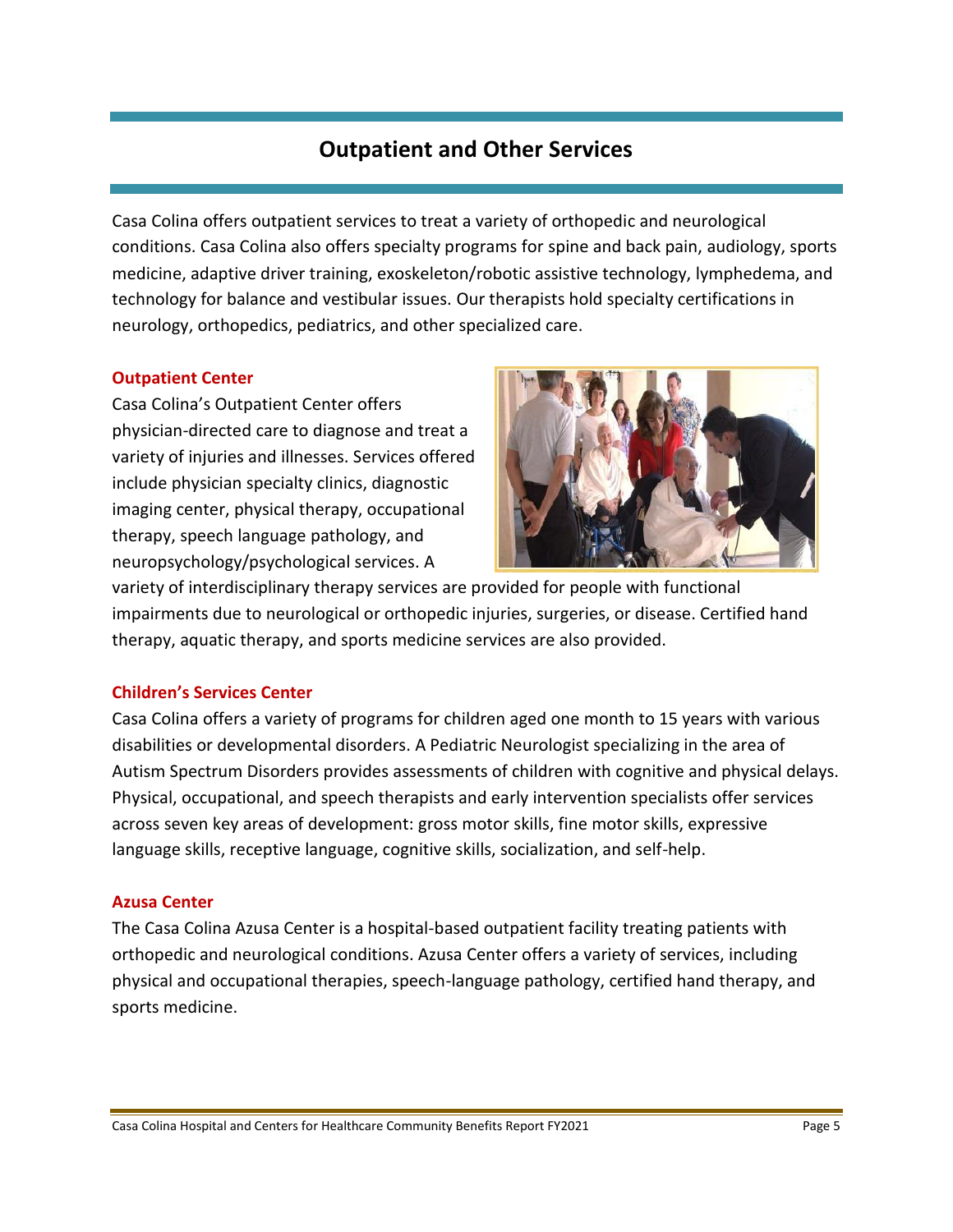# Outpatient and Other Services

Casa Colina offers outpatient services to treat a variety of orthopedic and neurological conditions. Casa Colina also offers specialty programs for spine and back pain, audiology, sports medicine, adaptive driver training, exoskeleton/robotic assistive technology, lymphedema, and technology for balance and vestibular issues. Our therapists hold specialty certifications in neurology, orthopedics, pediatrics, and other specialized care.

## Outpatient Center

Casa Colina's Outpatient Center offers physician-directed care to diagnose and treat a variety of injuries and illnesses. Services offered include physician specialty clinics, diagnostic imaging center, physical therapy, occupational therapy, speech language pathology, and neuropsychology/psychological services. A variety of interdisciplinary therapy services are provided for people with functional impairments due to neurological or orthopedic injuries, surgeries, or disease. Certified hand therapy, aquatic therapy, and sports medicine services are also provided.

## Children's Services Center

Casa Colina offers a variety of programs for children aged one month to 15 years with various disabilities or developmental disorders. A Pediatric Neurologist specializing in the area of Autism Spectrum Disorders provides assessments of children with cognitive and physical delays. Physical, occupational, and speech therapists and early intervention specialists offer services across seven key areas of development: gross motor skills, fine motor skills, expressive language skills, receptive language, cognitive skills, socialization, and self-help.

## Azusa Center

The Casa Colina Azusa Center is a hospital-based outpatient facility treating patients with orthopedic and neurological conditions. Azusa Center offers a variety of services, including physical and occupational therapies, speech-language pathology, certified hand therapy, and sports medicine.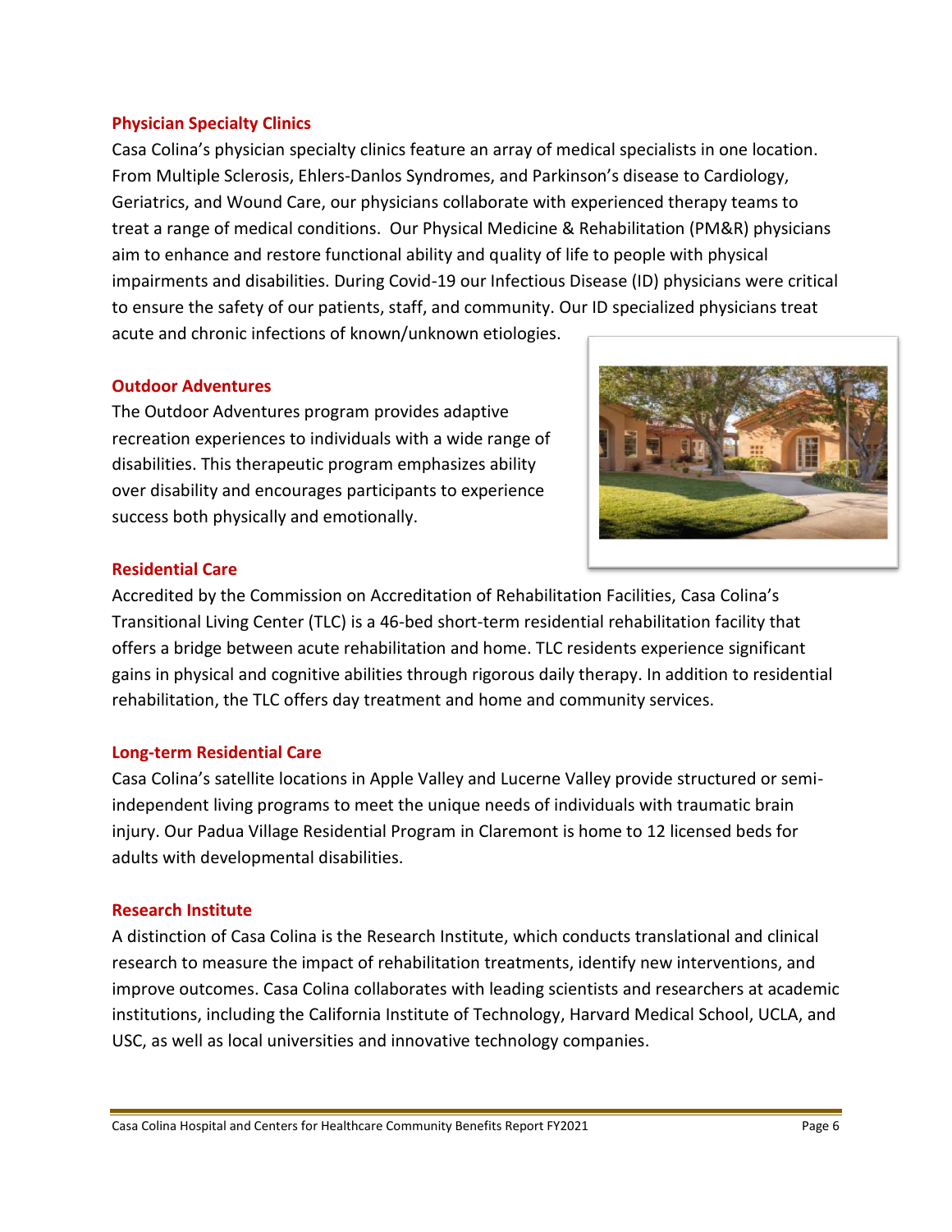## Physician Specialty Clinics

Casa Colina's physician specialty clinics feature an array of medical specialists in one location. From Multiple Sclerosis, Ehlers-Danlos Syndromes, and Parkinson's disease to Cardiology, Geriatrics, and Wound Care, our physicians collaborate with experienced therapy teams to treat a range of medical conditions. Our Physical Medicine & Rehabilitation (PM&R) physicians aim to enhance and restore functional ability and quality of life to people with physical impairments and disabilities. During Covid-19 our Infectious Disease (ID) physicians were critical to ensure the safety of our patients, staff, and community. Our ID specialized physicians treat acute and chronic infections of known/unknown etiologies.

## Outdoor Adventures

The Outdoor Adventures program provides adaptive recreation experiences to individuals with a wide range of disabilities. This therapeutic program emphasizes ability over disability and encourages participants to experience success both physically and emotionally.

## Residential Care

Accredited by the Commission on Accreditation of Rehabilitation Facilities, Casa Colina's Transitional Living Center (TLC) is a 46-bed short-term residential rehabilitation facility that offers a bridge between acute rehabilitation and home. TLC residents experience significant gains in physical and cognitive abilities through rigorous daily therapy. In addition to residential rehabilitation, the TLC offers day treatment and home and community services.

## Long-term Residential Care

Casa Colina's satellite locations in Apple Valley and Lucerne Valley provide structured or semi-independent living programs to meet the unique needs of individuals with traumatic brain injury. Our Padua Village Residential Program in Claremont is home to 12 licensed beds for adults with developmental disabilities.

## Research Institute

A distinction of Casa Colina is the Research Institute, which conducts translational and clinical research to measure the impact of rehabilitation treatments, identify new interventions, and improve outcomes. Casa Colina collaborates with leading scientists and researchers at academic institutions, including the California Institute of Technology, Harvard Medical School, UCLA, and USC, as well as local universities and innovative technology companies.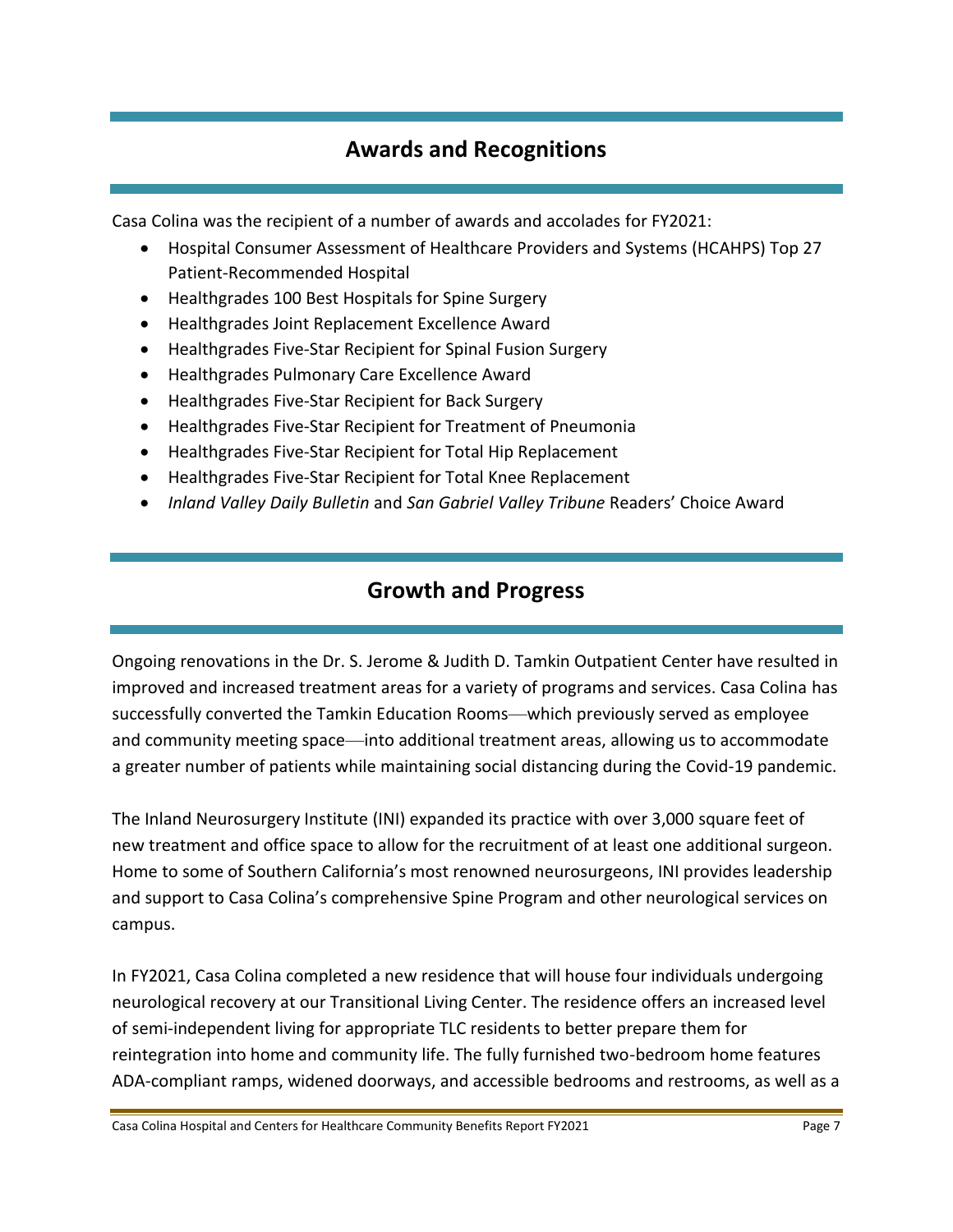## Awards and Recognitions

Casa Colina was the recipient of a number of awards and accolades for FY2021:

- Hospital Consumer Assessment of Healthcare Providers and Systems (HCAHPS) Top 27 Patient-Recommended Hospital
- Healthgrades 100 Best Hospitals for Spine Surgery
- Healthgrades Joint Replacement Excellence Award
- Healthgrades Five-Star Recipient for Spinal Fusion Surgery
- Healthgrades Pulmonary Care Excellence Award
- Healthgrades Five-Star Recipient for Back Surgery
- Healthgrades Five-Star Recipient for Treatment of Pneumonia
- Healthgrades Five-Star Recipient for Total Hip Replacement
- Healthgrades Five-Star Recipient for Total Knee Replacement
- *Inland Valley Daily Bulletin* and *San Gabriel Valley Tribune* Readers' Choice Award

## Growth and Progress

Ongoing renovations in the Dr. S. Jerome & Judith D. Tamkin Outpatient Center have resulted in improved and increased treatment areas for a variety of programs and services. Casa Colina has successfully converted the Tamkin Education Rooms—which previously served as employee and community meeting space—into additional treatment areas, allowing us to accommodate a greater number of patients while maintaining social distancing during the Covid-19 pandemic.

The Inland Neurosurgery Institute (INI) expanded its practice with over 3,000 square feet of new treatment and office space to allow for the recruitment of at least one additional surgeon. Home to some of Southern California's most renowned neurosurgeons, INI provides leadership and support to Casa Colina's comprehensive Spine Program and other neurological services on campus.

In FY2021, Casa Colina completed a new residence that will house four individuals undergoing neurological recovery at our Transitional Living Center. The residence offers an increased level of semi-independent living for appropriate TLC residents to better prepare them for reintegration into home and community life. The fully furnished two-bedroom home features ADA-compliant ramps, widened doorways, and accessible bedrooms and restrooms, as well as a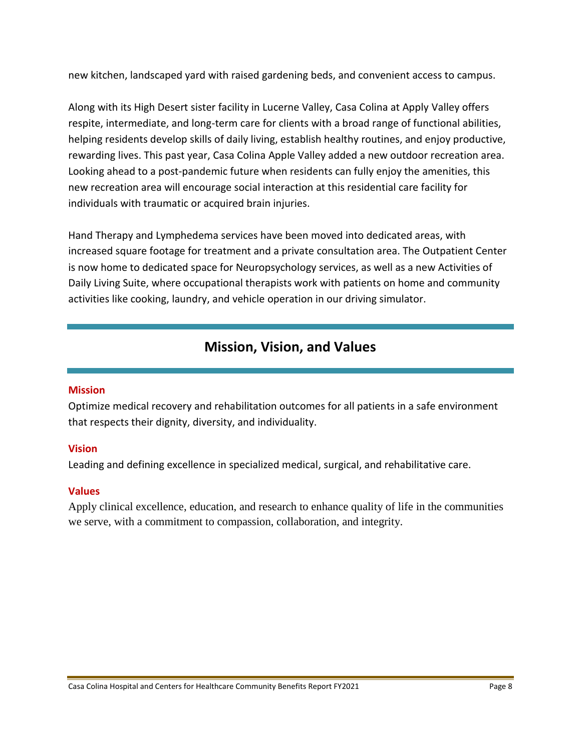new kitchen, landscaped yard with raised gardening beds, and convenient access to campus.

Along with its High Desert sister facility in Lucerne Valley, Casa Colina at Apply Valley offers respite, intermediate, and long-term care for clients with a broad range of functional abilities, helping residents develop skills of daily living, establish healthy routines, and enjoy productive, rewarding lives. This past year, Casa Colina Apple Valley added a new outdoor recreation area. Looking ahead to a post-pandemic future when residents can fully enjoy the amenities, this new recreation area will encourage social interaction at this residential care facility for individuals with traumatic or acquired brain injuries.

Hand Therapy and Lymphedema services have been moved into dedicated areas, with increased square footage for treatment and a private consultation area. The Outpatient Center is now home to dedicated space for Neuropsychology services, as well as a new Activities of Daily Living Suite, where occupational therapists work with patients on home and community activities like cooking, laundry, and vehicle operation in our driving simulator.

## Mission, Vision, and Values

### Mission

Optimize medical recovery and rehabilitation outcomes for all patients in a safe environment that respects their dignity, diversity, and individuality.

### Vision

Leading and defining excellence in specialized medical, surgical, and rehabilitative care.

### Values

Apply clinical excellence, education, and research to enhance quality of life in the communities we serve, with a commitment to compassion, collaboration, and integrity.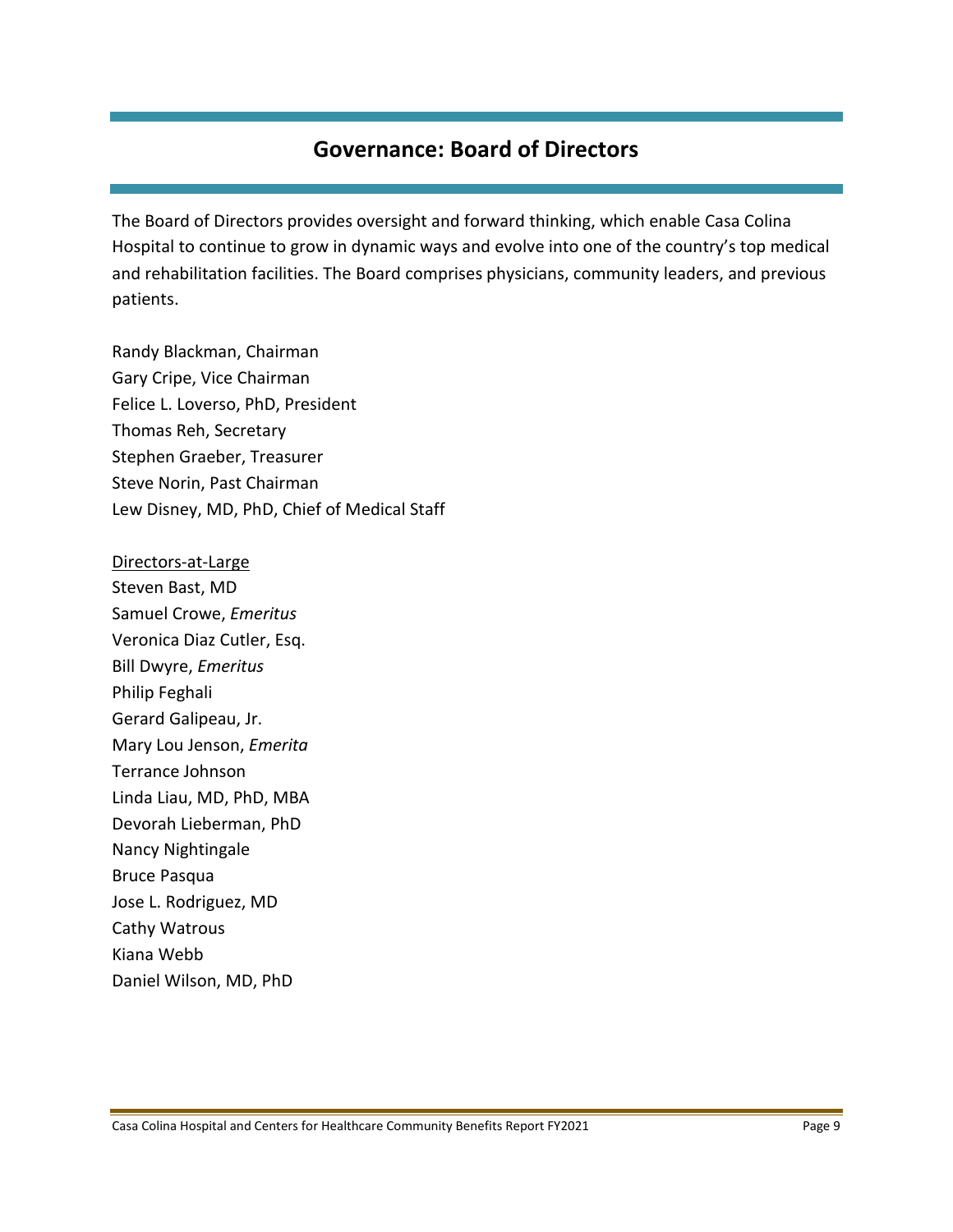## Governance: Board of Directors

The Board of Directors provides oversight and forward thinking, which enable Casa Colina Hospital to continue to grow in dynamic ways and evolve into one of the country's top medical and rehabilitation facilities. The Board comprises physicians, community leaders, and previous patients.

Randy Blackman, Chairman
Gary Cripe, Vice Chairman
Felice L. Loverso, PhD, President
Thomas Reh, Secretary
Stephen Graeber, Treasurer
Steve Norin, Past Chairman
Lew Disney, MD, PhD, Chief of Medical Staff

<u>Directors-at-Large</u>
Steven Bast, MD
Samuel Crowe, *Emeritus*
Veronica Diaz Cutler, Esq.
Bill Dwyre, *Emeritus*
Philip Feghali
Gerard Galipeau, Jr.
Mary Lou Jenson, *Emerita*
Terrance Johnson
Linda Liau, MD, PhD, MBA
Devorah Lieberman, PhD
Nancy Nightingale
Bruce Pasqua
Jose L. Rodriguez, MD
Cathy Watrous
Kiana Webb
Daniel Wilson, MD, PhD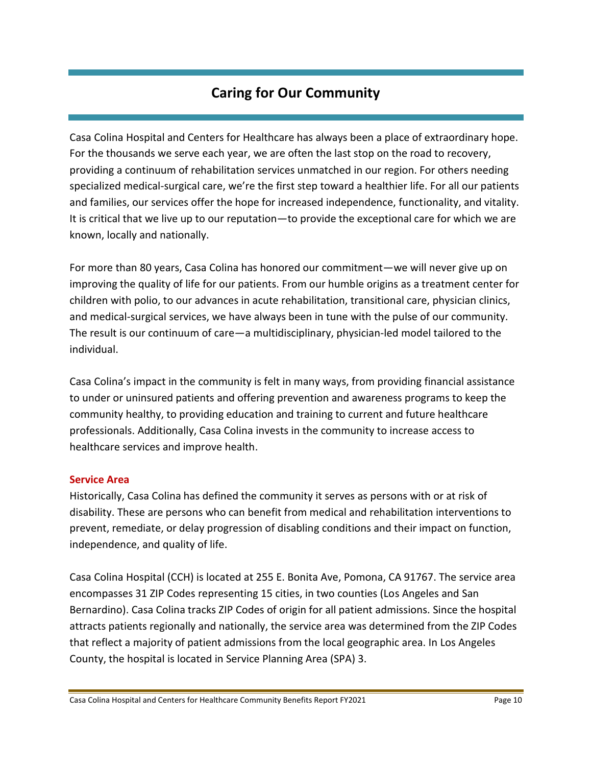# Caring for Our Community

Casa Colina Hospital and Centers for Healthcare has always been a place of extraordinary hope. For the thousands we serve each year, we are often the last stop on the road to recovery, providing a continuum of rehabilitation services unmatched in our region. For others needing specialized medical-surgical care, we're the first step toward a healthier life. For all our patients and families, our services offer the hope for increased independence, functionality, and vitality. It is critical that we live up to our reputation—to provide the exceptional care for which we are known, locally and nationally.

For more than 80 years, Casa Colina has honored our commitment—we will never give up on improving the quality of life for our patients. From our humble origins as a treatment center for children with polio, to our advances in acute rehabilitation, transitional care, physician clinics, and medical-surgical services, we have always been in tune with the pulse of our community. The result is our continuum of care—a multidisciplinary, physician-led model tailored to the individual.

Casa Colina's impact in the community is felt in many ways, from providing financial assistance to under or uninsured patients and offering prevention and awareness programs to keep the community healthy, to providing education and training to current and future healthcare professionals. Additionally, Casa Colina invests in the community to increase access to healthcare services and improve health.

### Service Area

Historically, Casa Colina has defined the community it serves as persons with or at risk of disability. These are persons who can benefit from medical and rehabilitation interventions to prevent, remediate, or delay progression of disabling conditions and their impact on function, independence, and quality of life.

Casa Colina Hospital (CCH) is located at 255 E. Bonita Ave, Pomona, CA 91767. The service area encompasses 31 ZIP Codes representing 15 cities, in two counties (Los Angeles and San Bernardino). Casa Colina tracks ZIP Codes of origin for all patient admissions. Since the hospital attracts patients regionally and nationally, the service area was determined from the ZIP Codes that reflect a majority of patient admissions from the local geographic area. In Los Angeles County, the hospital is located in Service Planning Area (SPA) 3.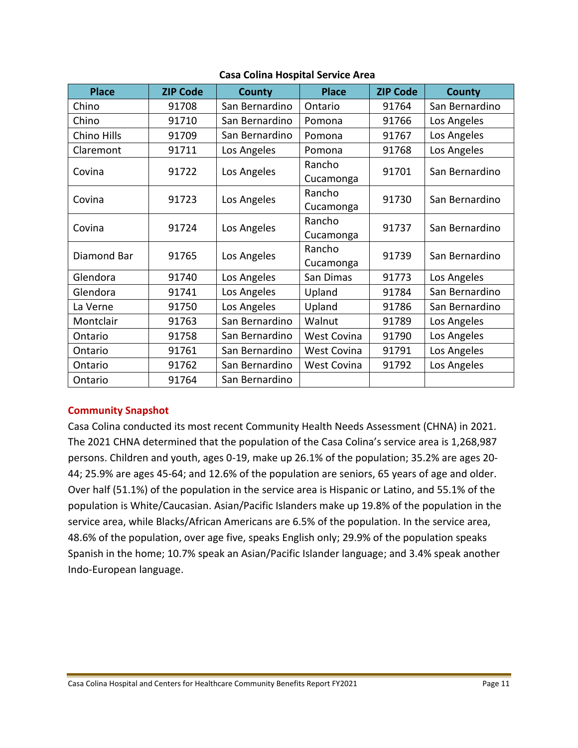**Casa Colina Hospital Service Area**

| Place | ZIP Code | County | Place | ZIP Code | County |
|---|---|---|---|---|---|
| Chino | 91708 | San Bernardino | Ontario | 91764 | San Bernardino |
| Chino | 91710 | San Bernardino | Pomona | 91766 | Los Angeles |
| Chino Hills | 91709 | San Bernardino | Pomona | 91767 | Los Angeles |
| Claremont | 91711 | Los Angeles | Pomona | 91768 | Los Angeles |
| Covina | 91722 | Los Angeles | Rancho Cucamonga | 91701 | San Bernardino |
| Covina | 91723 | Los Angeles | Rancho Cucamonga | 91730 | San Bernardino |
| Covina | 91724 | Los Angeles | Rancho Cucamonga | 91737 | San Bernardino |
| Diamond Bar | 91765 | Los Angeles | Rancho Cucamonga | 91739 | San Bernardino |
| Glendora | 91740 | Los Angeles | San Dimas | 91773 | Los Angeles |
| Glendora | 91741 | Los Angeles | Upland | 91784 | San Bernardino |
| La Verne | 91750 | Los Angeles | Upland | 91786 | San Bernardino |
| Montclair | 91763 | San Bernardino | Walnut | 91789 | Los Angeles |
| Ontario | 91758 | San Bernardino | West Covina | 91790 | Los Angeles |
| Ontario | 91761 | San Bernardino | West Covina | 91791 | Los Angeles |
| Ontario | 91762 | San Bernardino | West Covina | 91792 | Los Angeles |
| Ontario | 91764 | San Bernardino | | | |

## Community Snapshot

Casa Colina conducted its most recent Community Health Needs Assessment (CHNA) in 2021. The 2021 CHNA determined that the population of the Casa Colina's service area is 1,268,987 persons. Children and youth, ages 0-19, make up 26.1% of the population; 35.2% are ages 20-44; 25.9% are ages 45-64; and 12.6% of the population are seniors, 65 years of age and older. Over half (51.1%) of the population in the service area is Hispanic or Latino, and 55.1% of the population is White/Caucasian. Asian/Pacific Islanders make up 19.8% of the population in the service area, while Blacks/African Americans are 6.5% of the population. In the service area, 48.6% of the population, over age five, speaks English only; 29.9% of the population speaks Spanish in the home; 10.7% speak an Asian/Pacific Islander language; and 3.4% speak another Indo-European language.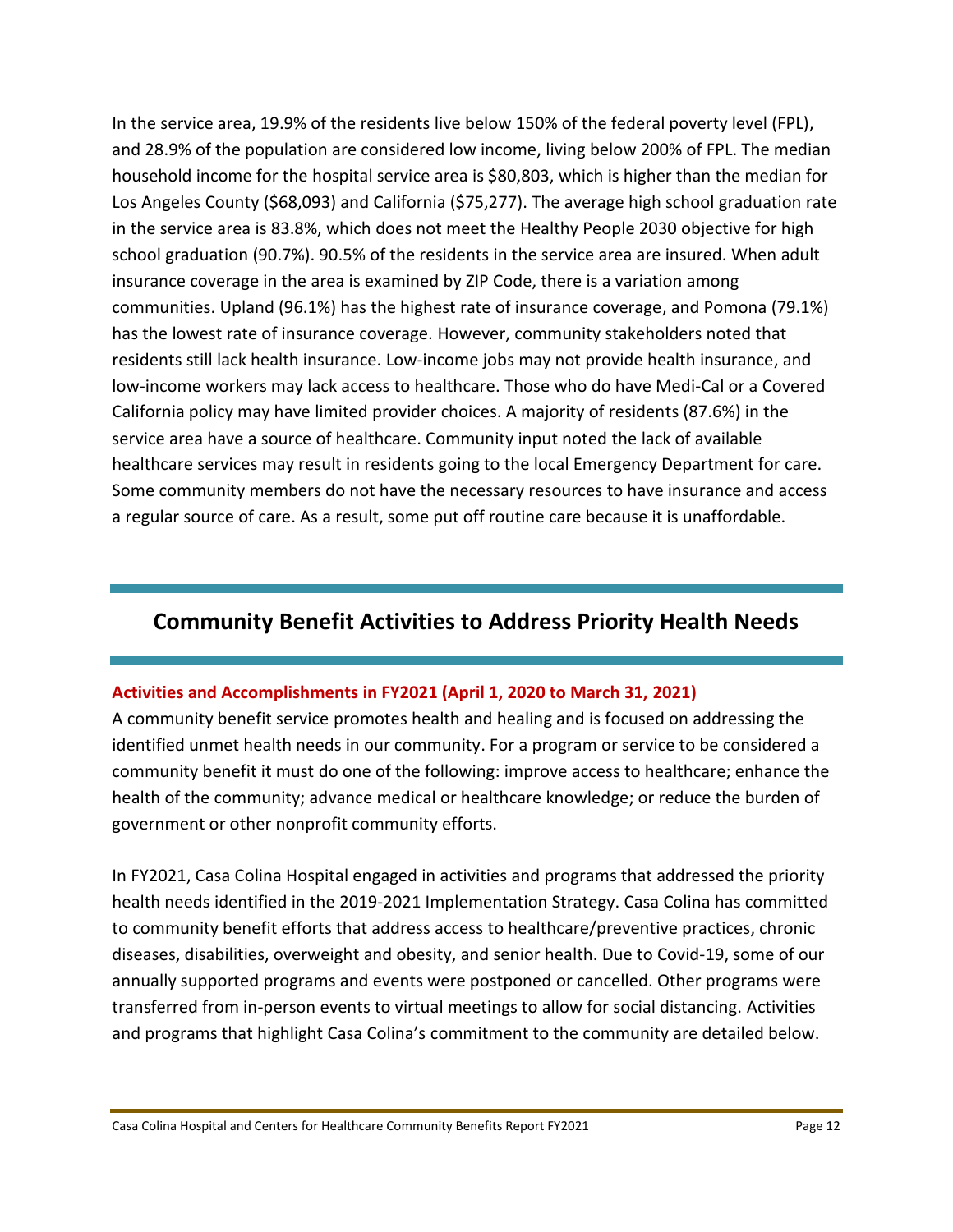In the service area, 19.9% of the residents live below 150% of the federal poverty level (FPL), and 28.9% of the population are considered low income, living below 200% of FPL. The median household income for the hospital service area is $80,803, which is higher than the median for Los Angeles County ($68,093) and California ($75,277). The average high school graduation rate in the service area is 83.8%, which does not meet the Healthy People 2030 objective for high school graduation (90.7%). 90.5% of the residents in the service area are insured. When adult insurance coverage in the area is examined by ZIP Code, there is a variation among communities. Upland (96.1%) has the highest rate of insurance coverage, and Pomona (79.1%) has the lowest rate of insurance coverage. However, community stakeholders noted that residents still lack health insurance. Low-income jobs may not provide health insurance, and low-income workers may lack access to healthcare. Those who do have Medi-Cal or a Covered California policy may have limited provider choices. A majority of residents (87.6%) in the service area have a source of healthcare. Community input noted the lack of available healthcare services may result in residents going to the local Emergency Department for care. Some community members do not have the necessary resources to have insurance and access a regular source of care. As a result, some put off routine care because it is unaffordable.

## Community Benefit Activities to Address Priority Health Needs

### Activities and Accomplishments in FY2021 (April 1, 2020 to March 31, 2021)

A community benefit service promotes health and healing and is focused on addressing the identified unmet health needs in our community. For a program or service to be considered a community benefit it must do one of the following: improve access to healthcare; enhance the health of the community; advance medical or healthcare knowledge; or reduce the burden of government or other nonprofit community efforts.

In FY2021, Casa Colina Hospital engaged in activities and programs that addressed the priority health needs identified in the 2019-2021 Implementation Strategy. Casa Colina has committed to community benefit efforts that address access to healthcare/preventive practices, chronic diseases, disabilities, overweight and obesity, and senior health. Due to Covid-19, some of our annually supported programs and events were postponed or cancelled. Other programs were transferred from in-person events to virtual meetings to allow for social distancing. Activities and programs that highlight Casa Colina's commitment to the community are detailed below.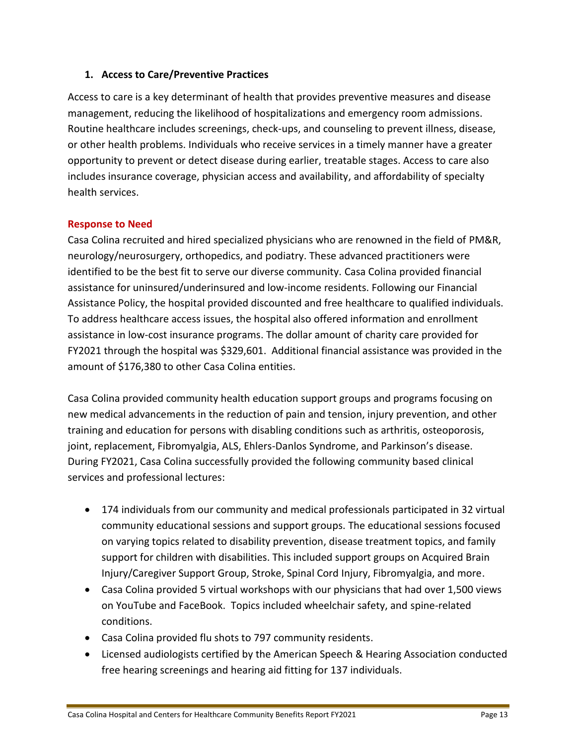## 1. Access to Care/Preventive Practices

Access to care is a key determinant of health that provides preventive measures and disease management, reducing the likelihood of hospitalizations and emergency room admissions. Routine healthcare includes screenings, check-ups, and counseling to prevent illness, disease, or other health problems. Individuals who receive services in a timely manner have a greater opportunity to prevent or detect disease during earlier, treatable stages. Access to care also includes insurance coverage, physician access and availability, and affordability of specialty health services.

### Response to Need

Casa Colina recruited and hired specialized physicians who are renowned in the field of PM&R, neurology/neurosurgery, orthopedics, and podiatry. These advanced practitioners were identified to be the best fit to serve our diverse community. Casa Colina provided financial assistance for uninsured/underinsured and low-income residents. Following our Financial Assistance Policy, the hospital provided discounted and free healthcare to qualified individuals. To address healthcare access issues, the hospital also offered information and enrollment assistance in low-cost insurance programs. The dollar amount of charity care provided for FY2021 through the hospital was $329,601. Additional financial assistance was provided in the amount of $176,380 to other Casa Colina entities.

Casa Colina provided community health education support groups and programs focusing on new medical advancements in the reduction of pain and tension, injury prevention, and other training and education for persons with disabling conditions such as arthritis, osteoporosis, joint, replacement, Fibromyalgia, ALS, Ehlers-Danlos Syndrome, and Parkinson's disease. During FY2021, Casa Colina successfully provided the following community based clinical services and professional lectures:

- 174 individuals from our community and medical professionals participated in 32 virtual community educational sessions and support groups. The educational sessions focused on varying topics related to disability prevention, disease treatment topics, and family support for children with disabilities. This included support groups on Acquired Brain Injury/Caregiver Support Group, Stroke, Spinal Cord Injury, Fibromyalgia, and more.
- Casa Colina provided 5 virtual workshops with our physicians that had over 1,500 views on YouTube and FaceBook. Topics included wheelchair safety, and spine-related conditions.
- Casa Colina provided flu shots to 797 community residents.
- Licensed audiologists certified by the American Speech & Hearing Association conducted free hearing screenings and hearing aid fitting for 137 individuals.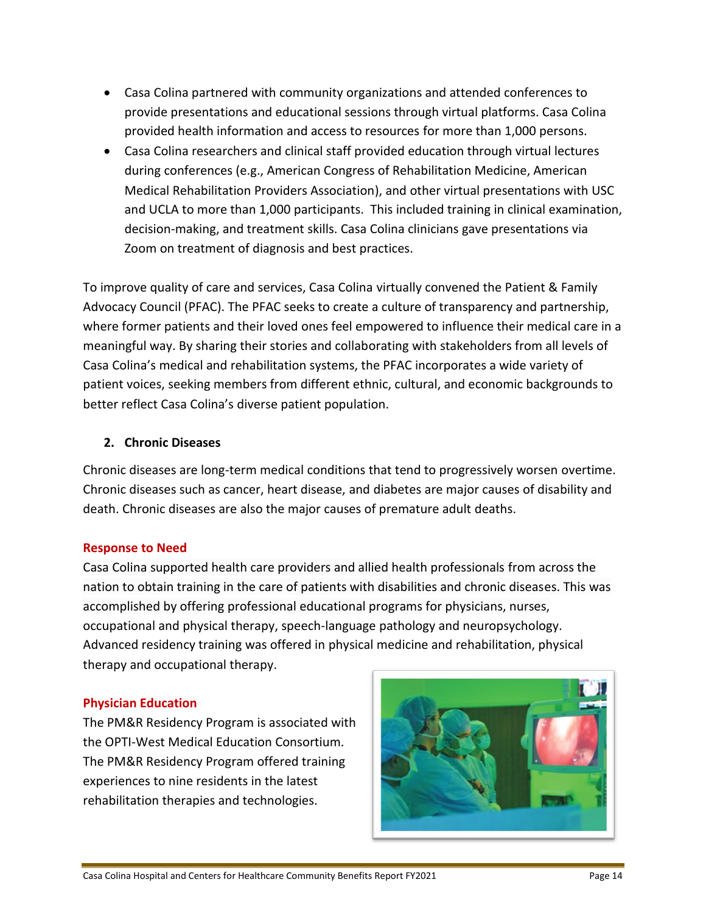- Casa Colina partnered with community organizations and attended conferences to provide presentations and educational sessions through virtual platforms. Casa Colina provided health information and access to resources for more than 1,000 persons.
- Casa Colina researchers and clinical staff provided education through virtual lectures during conferences (e.g., American Congress of Rehabilitation Medicine, American Medical Rehabilitation Providers Association), and other virtual presentations with USC and UCLA to more than 1,000 participants. This included training in clinical examination, decision-making, and treatment skills. Casa Colina clinicians gave presentations via Zoom on treatment of diagnosis and best practices.

To improve quality of care and services, Casa Colina virtually convened the Patient & Family Advocacy Council (PFAC). The PFAC seeks to create a culture of transparency and partnership, where former patients and their loved ones feel empowered to influence their medical care in a meaningful way. By sharing their stories and collaborating with stakeholders from all levels of Casa Colina's medical and rehabilitation systems, the PFAC incorporates a wide variety of patient voices, seeking members from different ethnic, cultural, and economic backgrounds to better reflect Casa Colina's diverse patient population.

### 2. Chronic Diseases

Chronic diseases are long-term medical conditions that tend to progressively worsen overtime. Chronic diseases such as cancer, heart disease, and diabetes are major causes of disability and death. Chronic diseases are also the major causes of premature adult deaths.

#### Response to Need

Casa Colina supported health care providers and allied health professionals from across the nation to obtain training in the care of patients with disabilities and chronic diseases. This was accomplished by offering professional educational programs for physicians, nurses, occupational and physical therapy, speech-language pathology and neuropsychology. Advanced residency training was offered in physical medicine and rehabilitation, physical therapy and occupational therapy.

#### Physician Education

The PM&R Residency Program is associated with the OPTI-West Medical Education Consortium. The PM&R Residency Program offered training experiences to nine residents in the latest rehabilitation therapies and technologies.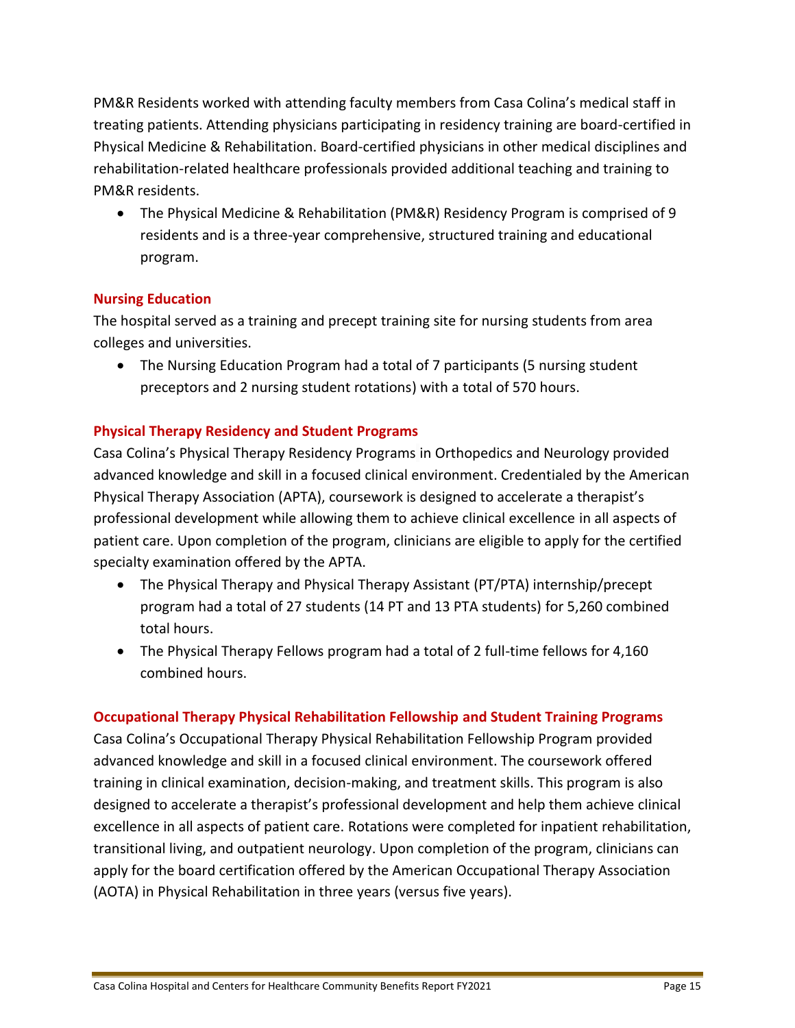PM&R Residents worked with attending faculty members from Casa Colina's medical staff in treating patients. Attending physicians participating in residency training are board-certified in Physical Medicine & Rehabilitation. Board-certified physicians in other medical disciplines and rehabilitation-related healthcare professionals provided additional teaching and training to PM&R residents.

- The Physical Medicine & Rehabilitation (PM&R) Residency Program is comprised of 9 residents and is a three-year comprehensive, structured training and educational program.

### Nursing Education

The hospital served as a training and precept training site for nursing students from area colleges and universities.

- The Nursing Education Program had a total of 7 participants (5 nursing student preceptors and 2 nursing student rotations) with a total of 570 hours.

### Physical Therapy Residency and Student Programs

Casa Colina's Physical Therapy Residency Programs in Orthopedics and Neurology provided advanced knowledge and skill in a focused clinical environment. Credentialed by the American Physical Therapy Association (APTA), coursework is designed to accelerate a therapist's professional development while allowing them to achieve clinical excellence in all aspects of patient care. Upon completion of the program, clinicians are eligible to apply for the certified specialty examination offered by the APTA.

- The Physical Therapy and Physical Therapy Assistant (PT/PTA) internship/precept program had a total of 27 students (14 PT and 13 PTA students) for 5,260 combined total hours.
- The Physical Therapy Fellows program had a total of 2 full-time fellows for 4,160 combined hours.

### Occupational Therapy Physical Rehabilitation Fellowship and Student Training Programs

Casa Colina's Occupational Therapy Physical Rehabilitation Fellowship Program provided advanced knowledge and skill in a focused clinical environment. The coursework offered training in clinical examination, decision-making, and treatment skills. This program is also designed to accelerate a therapist's professional development and help them achieve clinical excellence in all aspects of patient care. Rotations were completed for inpatient rehabilitation, transitional living, and outpatient neurology. Upon completion of the program, clinicians can apply for the board certification offered by the American Occupational Therapy Association (AOTA) in Physical Rehabilitation in three years (versus five years).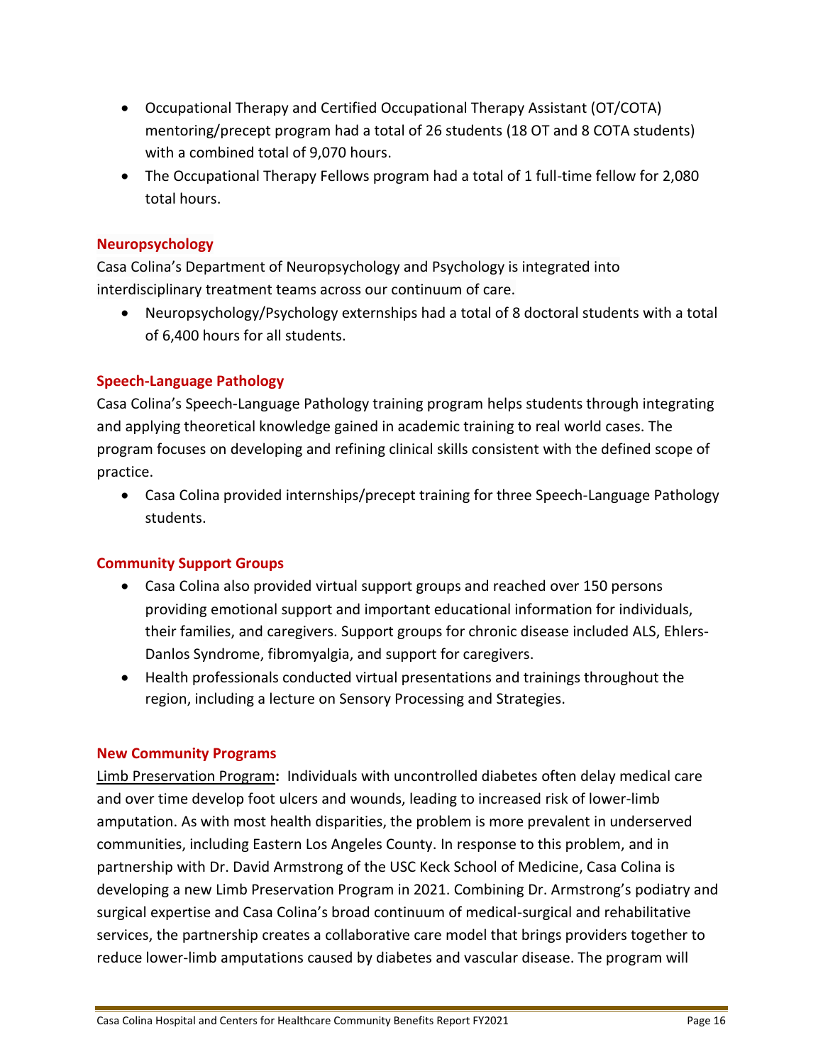- Occupational Therapy and Certified Occupational Therapy Assistant (OT/COTA) mentoring/precept program had a total of 26 students (18 OT and 8 COTA students) with a combined total of 9,070 hours.
- The Occupational Therapy Fellows program had a total of 1 full-time fellow for 2,080 total hours.

### Neuropsychology

Casa Colina's Department of Neuropsychology and Psychology is integrated into interdisciplinary treatment teams across our continuum of care.

- Neuropsychology/Psychology externships had a total of 8 doctoral students with a total of 6,400 hours for all students.

### Speech-Language Pathology

Casa Colina's Speech-Language Pathology training program helps students through integrating and applying theoretical knowledge gained in academic training to real world cases. The program focuses on developing and refining clinical skills consistent with the defined scope of practice.

- Casa Colina provided internships/precept training for three Speech-Language Pathology students.

### Community Support Groups

- Casa Colina also provided virtual support groups and reached over 150 persons providing emotional support and important educational information for individuals, their families, and caregivers. Support groups for chronic disease included ALS, Ehlers-Danlos Syndrome, fibromyalgia, and support for caregivers.
- Health professionals conducted virtual presentations and trainings throughout the region, including a lecture on Sensory Processing and Strategies.

### New Community Programs

<u>Limb Preservation Program</u>**:** Individuals with uncontrolled diabetes often delay medical care and over time develop foot ulcers and wounds, leading to increased risk of lower-limb amputation. As with most health disparities, the problem is more prevalent in underserved communities, including Eastern Los Angeles County. In response to this problem, and in partnership with Dr. David Armstrong of the USC Keck School of Medicine, Casa Colina is developing a new Limb Preservation Program in 2021. Combining Dr. Armstrong's podiatry and surgical expertise and Casa Colina's broad continuum of medical-surgical and rehabilitative services, the partnership creates a collaborative care model that brings providers together to reduce lower-limb amputations caused by diabetes and vascular disease. The program will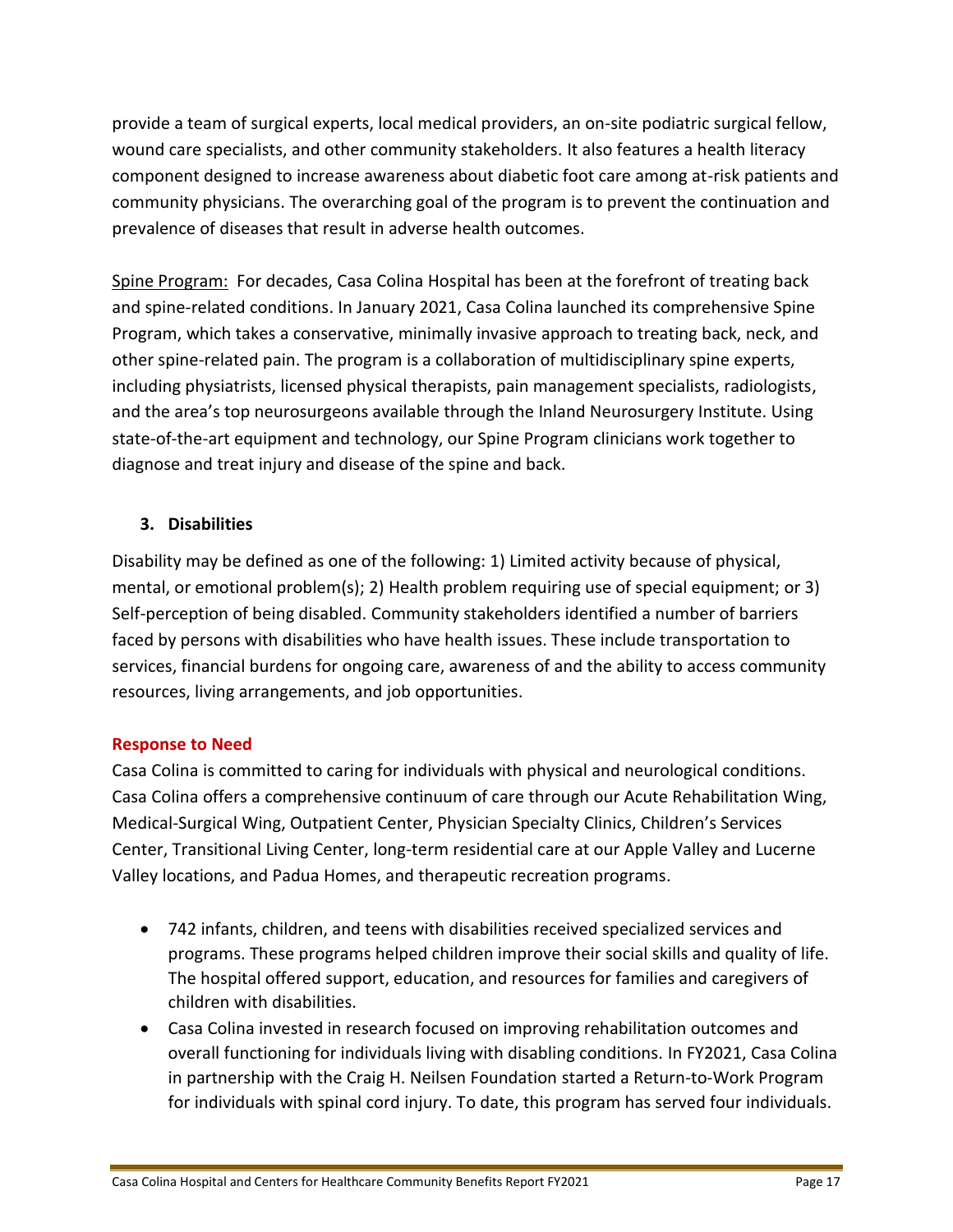provide a team of surgical experts, local medical providers, an on-site podiatric surgical fellow, wound care specialists, and other community stakeholders. It also features a health literacy component designed to increase awareness about diabetic foot care among at-risk patients and community physicians. The overarching goal of the program is to prevent the continuation and prevalence of diseases that result in adverse health outcomes.

Spine Program: For decades, Casa Colina Hospital has been at the forefront of treating back and spine-related conditions. In January 2021, Casa Colina launched its comprehensive Spine Program, which takes a conservative, minimally invasive approach to treating back, neck, and other spine-related pain. The program is a collaboration of multidisciplinary spine experts, including physiatrists, licensed physical therapists, pain management specialists, radiologists, and the area's top neurosurgeons available through the Inland Neurosurgery Institute. Using state-of-the-art equipment and technology, our Spine Program clinicians work together to diagnose and treat injury and disease of the spine and back.

### 3. Disabilities

Disability may be defined as one of the following: 1) Limited activity because of physical, mental, or emotional problem(s); 2) Health problem requiring use of special equipment; or 3) Self-perception of being disabled. Community stakeholders identified a number of barriers faced by persons with disabilities who have health issues. These include transportation to services, financial burdens for ongoing care, awareness of and the ability to access community resources, living arrangements, and job opportunities.

**Response to Need**

Casa Colina is committed to caring for individuals with physical and neurological conditions. Casa Colina offers a comprehensive continuum of care through our Acute Rehabilitation Wing, Medical-Surgical Wing, Outpatient Center, Physician Specialty Clinics, Children's Services Center, Transitional Living Center, long-term residential care at our Apple Valley and Lucerne Valley locations, and Padua Homes, and therapeutic recreation programs.

- 742 infants, children, and teens with disabilities received specialized services and programs. These programs helped children improve their social skills and quality of life. The hospital offered support, education, and resources for families and caregivers of children with disabilities.
- Casa Colina invested in research focused on improving rehabilitation outcomes and overall functioning for individuals living with disabling conditions. In FY2021, Casa Colina in partnership with the Craig H. Neilsen Foundation started a Return-to-Work Program for individuals with spinal cord injury. To date, this program has served four individuals.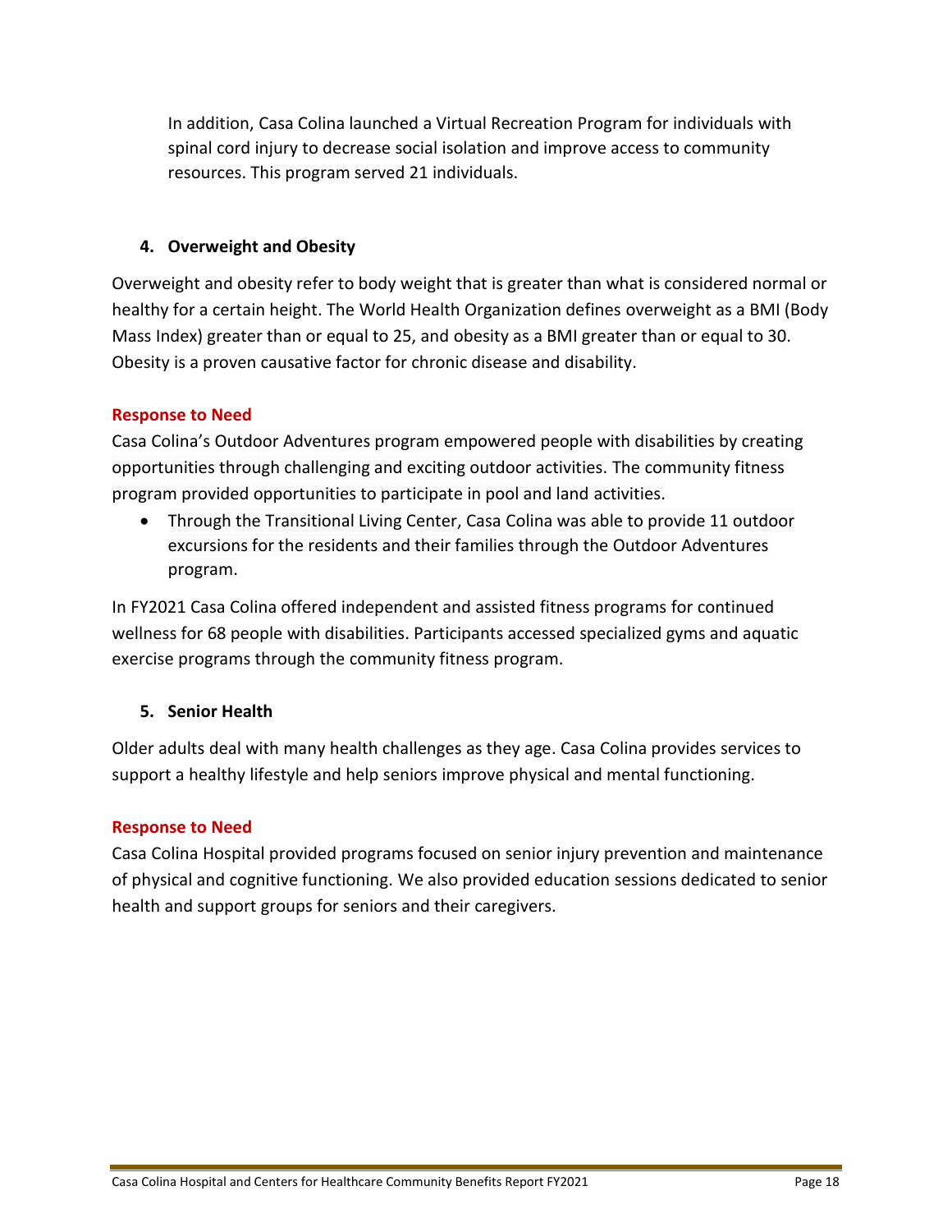In addition, Casa Colina launched a Virtual Recreation Program for individuals with spinal cord injury to decrease social isolation and improve access to community resources. This program served 21 individuals.

### 4. Overweight and Obesity

Overweight and obesity refer to body weight that is greater than what is considered normal or healthy for a certain height. The World Health Organization defines overweight as a BMI (Body Mass Index) greater than or equal to 25, and obesity as a BMI greater than or equal to 30. Obesity is a proven causative factor for chronic disease and disability.

**Response to Need**

Casa Colina's Outdoor Adventures program empowered people with disabilities by creating opportunities through challenging and exciting outdoor activities. The community fitness program provided opportunities to participate in pool and land activities.

- Through the Transitional Living Center, Casa Colina was able to provide 11 outdoor excursions for the residents and their families through the Outdoor Adventures program.

In FY2021 Casa Colina offered independent and assisted fitness programs for continued wellness for 68 people with disabilities. Participants accessed specialized gyms and aquatic exercise programs through the community fitness program.

### 5. Senior Health

Older adults deal with many health challenges as they age. Casa Colina provides services to support a healthy lifestyle and help seniors improve physical and mental functioning.

**Response to Need**

Casa Colina Hospital provided programs focused on senior injury prevention and maintenance of physical and cognitive functioning. We also provided education sessions dedicated to senior health and support groups for seniors and their caregivers.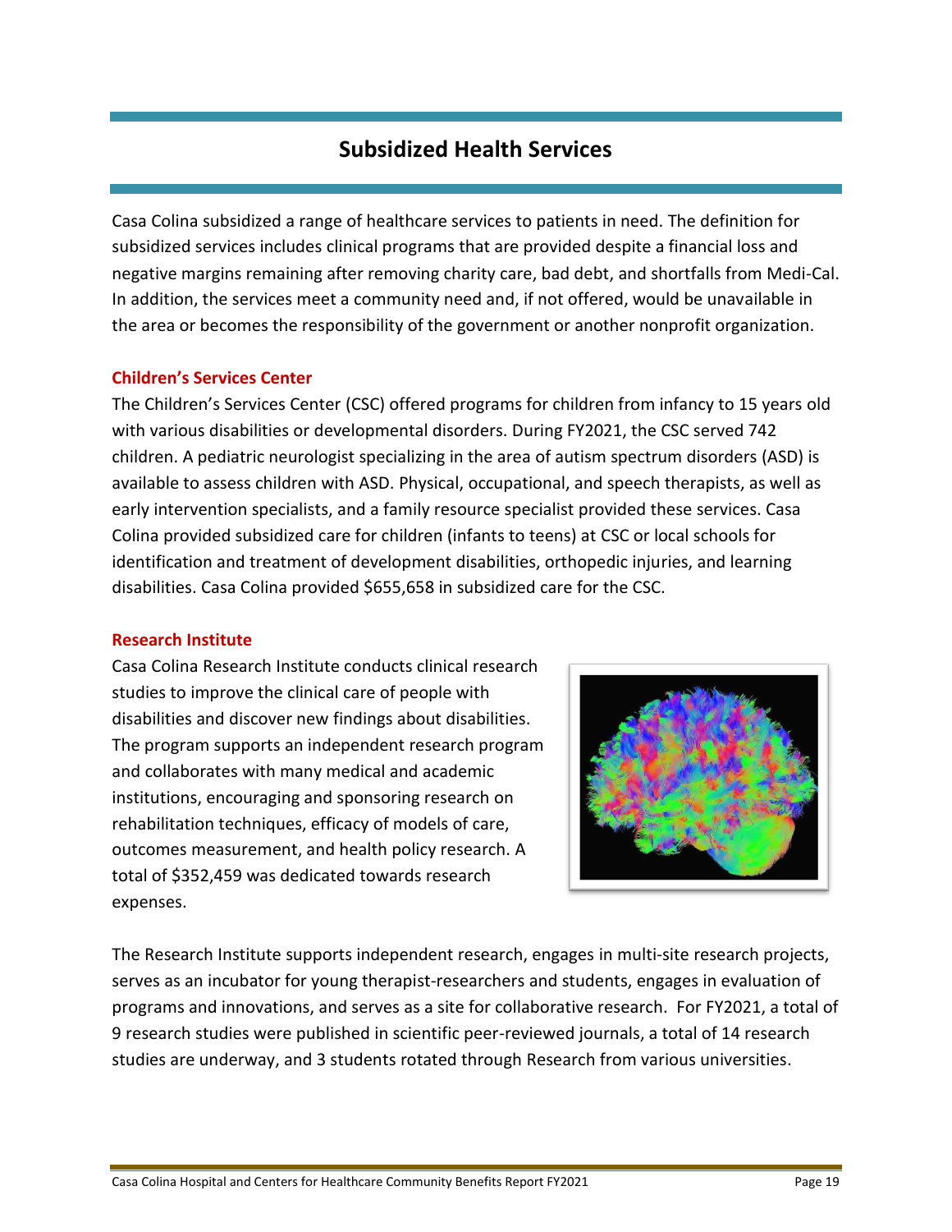# Subsidized Health Services

Casa Colina subsidized a range of healthcare services to patients in need. The definition for subsidized services includes clinical programs that are provided despite a financial loss and negative margins remaining after removing charity care, bad debt, and shortfalls from Medi-Cal. In addition, the services meet a community need and, if not offered, would be unavailable in the area or becomes the responsibility of the government or another nonprofit organization.

## Children's Services Center

The Children's Services Center (CSC) offered programs for children from infancy to 15 years old with various disabilities or developmental disorders. During FY2021, the CSC served 742 children. A pediatric neurologist specializing in the area of autism spectrum disorders (ASD) is available to assess children with ASD. Physical, occupational, and speech therapists, as well as early intervention specialists, and a family resource specialist provided these services. Casa Colina provided subsidized care for children (infants to teens) at CSC or local schools for identification and treatment of development disabilities, orthopedic injuries, and learning disabilities. Casa Colina provided $655,658 in subsidized care for the CSC.

## Research Institute

Casa Colina Research Institute conducts clinical research studies to improve the clinical care of people with disabilities and discover new findings about disabilities. The program supports an independent research program and collaborates with many medical and academic institutions, encouraging and sponsoring research on rehabilitation techniques, efficacy of models of care, outcomes measurement, and health policy research. A total of $352,459 was dedicated towards research expenses.

The Research Institute supports independent research, engages in multi-site research projects, serves as an incubator for young therapist-researchers and students, engages in evaluation of programs and innovations, and serves as a site for collaborative research. For FY2021, a total of 9 research studies were published in scientific peer-reviewed journals, a total of 14 research studies are underway, and 3 students rotated through Research from various universities.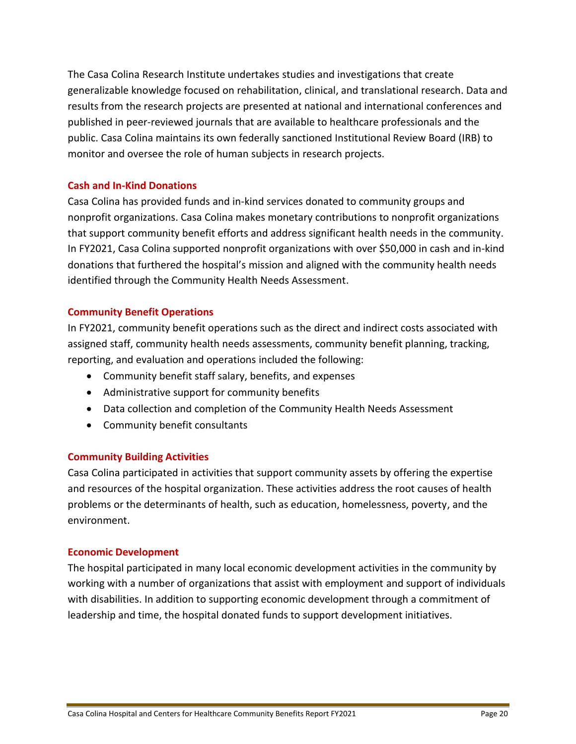The Casa Colina Research Institute undertakes studies and investigations that create generalizable knowledge focused on rehabilitation, clinical, and translational research. Data and results from the research projects are presented at national and international conferences and published in peer-reviewed journals that are available to healthcare professionals and the public. Casa Colina maintains its own federally sanctioned Institutional Review Board (IRB) to monitor and oversee the role of human subjects in research projects.

### Cash and In-Kind Donations

Casa Colina has provided funds and in-kind services donated to community groups and nonprofit organizations. Casa Colina makes monetary contributions to nonprofit organizations that support community benefit efforts and address significant health needs in the community. In FY2021, Casa Colina supported nonprofit organizations with over $50,000 in cash and in-kind donations that furthered the hospital's mission and aligned with the community health needs identified through the Community Health Needs Assessment.

### Community Benefit Operations

In FY2021, community benefit operations such as the direct and indirect costs associated with assigned staff, community health needs assessments, community benefit planning, tracking, reporting, and evaluation and operations included the following:

- Community benefit staff salary, benefits, and expenses
- Administrative support for community benefits
- Data collection and completion of the Community Health Needs Assessment
- Community benefit consultants

### Community Building Activities

Casa Colina participated in activities that support community assets by offering the expertise and resources of the hospital organization. These activities address the root causes of health problems or the determinants of health, such as education, homelessness, poverty, and the environment.

### Economic Development

The hospital participated in many local economic development activities in the community by working with a number of organizations that assist with employment and support of individuals with disabilities. In addition to supporting economic development through a commitment of leadership and time, the hospital donated funds to support development initiatives.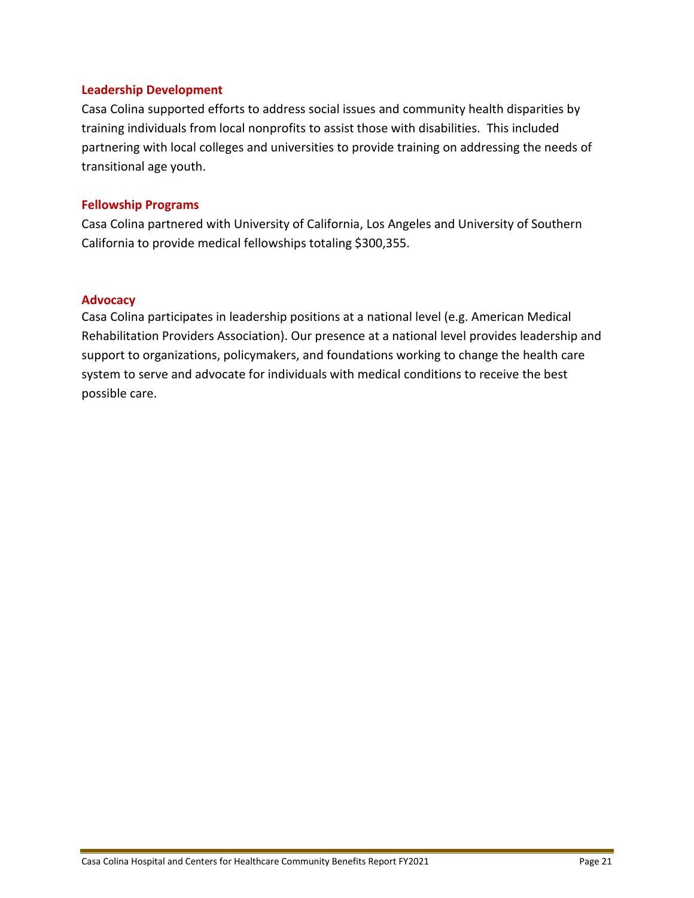### Leadership Development

Casa Colina supported efforts to address social issues and community health disparities by training individuals from local nonprofits to assist those with disabilities.  This included partnering with local colleges and universities to provide training on addressing the needs of transitional age youth.

### Fellowship Programs

Casa Colina partnered with University of California, Los Angeles and University of Southern California to provide medical fellowships totaling $300,355.

### Advocacy

Casa Colina participates in leadership positions at a national level (e.g. American Medical Rehabilitation Providers Association). Our presence at a national level provides leadership and support to organizations, policymakers, and foundations working to change the health care system to serve and advocate for individuals with medical conditions to receive the best possible care.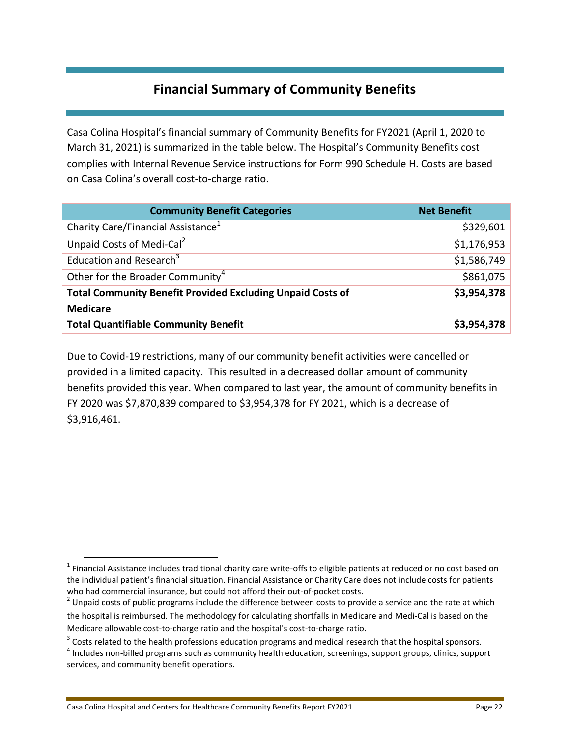# Financial Summary of Community Benefits

Casa Colina Hospital's financial summary of Community Benefits for FY2021 (April 1, 2020 to March 31, 2021) is summarized in the table below. The Hospital's Community Benefits cost complies with Internal Revenue Service instructions for Form 990 Schedule H. Costs are based on Casa Colina's overall cost-to-charge ratio.

| Community Benefit Categories | Net Benefit |
|---|---|
| Charity Care/Financial Assistance[1] | $329,601 |
| Unpaid Costs of Medi-Cal[2] | $1,176,953 |
| Education and Research[3] | $1,586,749 |
| Other for the Broader Community[4] | $861,075 |
| **Total Community Benefit Provided Excluding Unpaid Costs of Medicare** | **$3,954,378** |
| **Total Quantifiable Community Benefit** | **$3,954,378** |

Due to Covid-19 restrictions, many of our community benefit activities were cancelled or provided in a limited capacity. This resulted in a decreased dollar amount of community benefits provided this year. When compared to last year, the amount of community benefits in FY 2020 was $7,870,839 compared to $3,954,378 for FY 2021, which is a decrease of $3,916,461.

---

[1] Financial Assistance includes traditional charity care write-offs to eligible patients at reduced or no cost based on the individual patient's financial situation. Financial Assistance or Charity Care does not include costs for patients who had commercial insurance, but could not afford their out-of-pocket costs.

[2] Unpaid costs of public programs include the difference between costs to provide a service and the rate at which the hospital is reimbursed. The methodology for calculating shortfalls in Medicare and Medi-Cal is based on the Medicare allowable cost-to-charge ratio and the hospital's cost-to-charge ratio.

[3] Costs related to the health professions education programs and medical research that the hospital sponsors.

[4] Includes non-billed programs such as community health education, screenings, support groups, clinics, support services, and community benefit operations.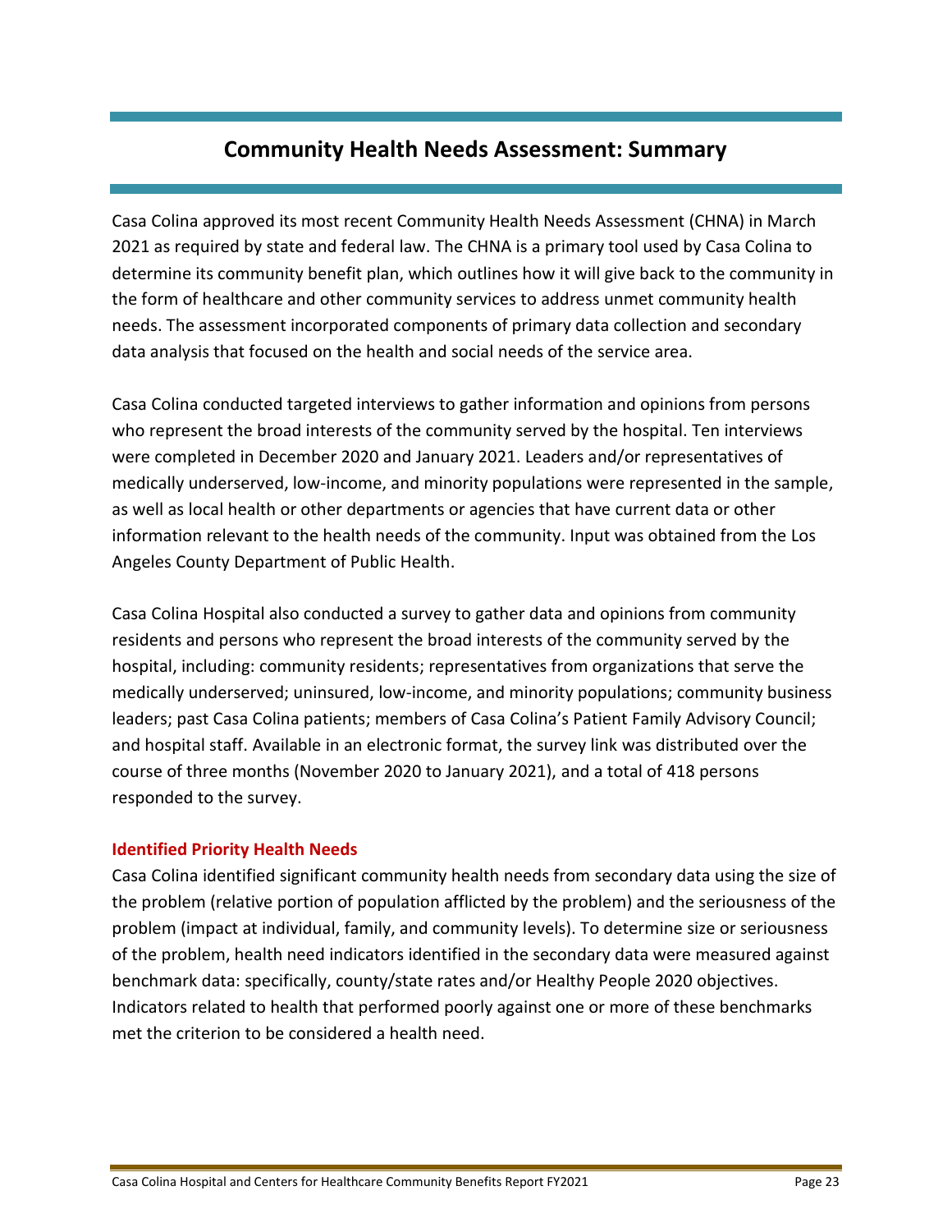# Community Health Needs Assessment: Summary

Casa Colina approved its most recent Community Health Needs Assessment (CHNA) in March 2021 as required by state and federal law. The CHNA is a primary tool used by Casa Colina to determine its community benefit plan, which outlines how it will give back to the community in the form of healthcare and other community services to address unmet community health needs. The assessment incorporated components of primary data collection and secondary data analysis that focused on the health and social needs of the service area.

Casa Colina conducted targeted interviews to gather information and opinions from persons who represent the broad interests of the community served by the hospital. Ten interviews were completed in December 2020 and January 2021. Leaders and/or representatives of medically underserved, low-income, and minority populations were represented in the sample, as well as local health or other departments or agencies that have current data or other information relevant to the health needs of the community. Input was obtained from the Los Angeles County Department of Public Health.

Casa Colina Hospital also conducted a survey to gather data and opinions from community residents and persons who represent the broad interests of the community served by the hospital, including: community residents; representatives from organizations that serve the medically underserved; uninsured, low-income, and minority populations; community business leaders; past Casa Colina patients; members of Casa Colina's Patient Family Advisory Council; and hospital staff. Available in an electronic format, the survey link was distributed over the course of three months (November 2020 to January 2021), and a total of 418 persons responded to the survey.

### Identified Priority Health Needs

Casa Colina identified significant community health needs from secondary data using the size of the problem (relative portion of population afflicted by the problem) and the seriousness of the problem (impact at individual, family, and community levels). To determine size or seriousness of the problem, health need indicators identified in the secondary data were measured against benchmark data: specifically, county/state rates and/or Healthy People 2020 objectives. Indicators related to health that performed poorly against one or more of these benchmarks met the criterion to be considered a health need.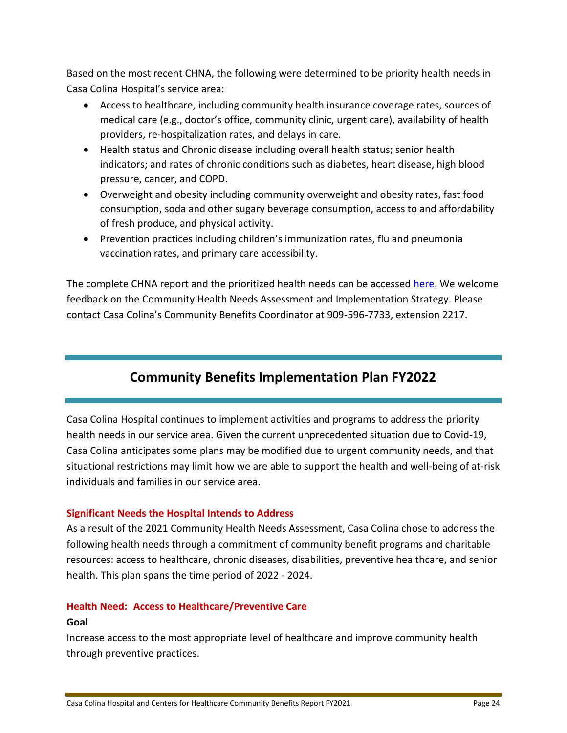Based on the most recent CHNA, the following were determined to be priority health needs in Casa Colina Hospital's service area:

- Access to healthcare, including community health insurance coverage rates, sources of medical care (e.g., doctor's office, community clinic, urgent care), availability of health providers, re-hospitalization rates, and delays in care.
- Health status and Chronic disease including overall health status; senior health indicators; and rates of chronic conditions such as diabetes, heart disease, high blood pressure, cancer, and COPD.
- Overweight and obesity including community overweight and obesity rates, fast food consumption, soda and other sugary beverage consumption, access to and affordability of fresh produce, and physical activity.
- Prevention practices including children's immunization rates, flu and pneumonia vaccination rates, and primary care accessibility.

The complete CHNA report and the prioritized health needs can be accessed here. We welcome feedback on the Community Health Needs Assessment and Implementation Strategy. Please contact Casa Colina's Community Benefits Coordinator at 909-596-7733, extension 2217.

## Community Benefits Implementation Plan FY2022

Casa Colina Hospital continues to implement activities and programs to address the priority health needs in our service area. Given the current unprecedented situation due to Covid-19, Casa Colina anticipates some plans may be modified due to urgent community needs, and that situational restrictions may limit how we are able to support the health and well-being of at-risk individuals and families in our service area.

### Significant Needs the Hospital Intends to Address

As a result of the 2021 Community Health Needs Assessment, Casa Colina chose to address the following health needs through a commitment of community benefit programs and charitable resources: access to healthcare, chronic diseases, disabilities, preventive healthcare, and senior health. This plan spans the time period of 2022 - 2024.

### Health Need: Access to Healthcare/Preventive Care

**Goal**

Increase access to the most appropriate level of healthcare and improve community health through preventive practices.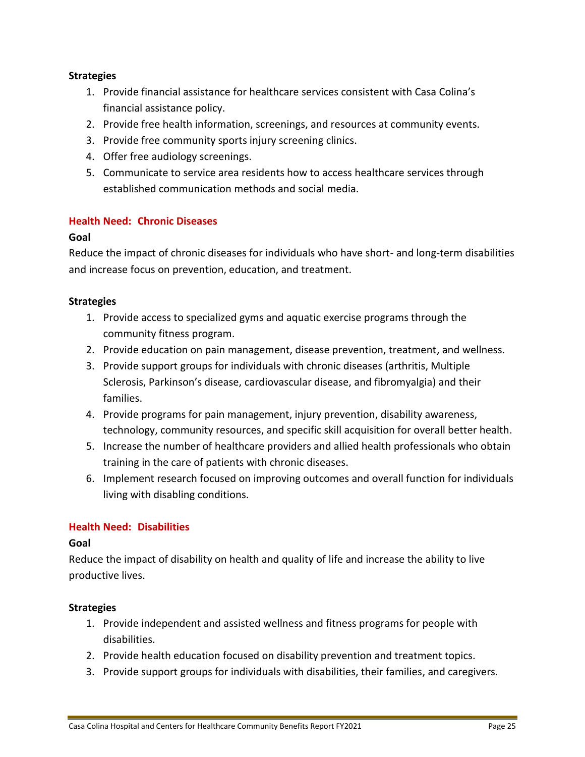**Strategies**

1. Provide financial assistance for healthcare services consistent with Casa Colina's financial assistance policy.
2. Provide free health information, screenings, and resources at community events.
3. Provide free community sports injury screening clinics.
4. Offer free audiology screenings.
5. Communicate to service area residents how to access healthcare services through established communication methods and social media.

### Health Need: Chronic Diseases

**Goal**

Reduce the impact of chronic diseases for individuals who have short- and long-term disabilities and increase focus on prevention, education, and treatment.

**Strategies**

1. Provide access to specialized gyms and aquatic exercise programs through the community fitness program.
2. Provide education on pain management, disease prevention, treatment, and wellness.
3. Provide support groups for individuals with chronic diseases (arthritis, Multiple Sclerosis, Parkinson's disease, cardiovascular disease, and fibromyalgia) and their families.
4. Provide programs for pain management, injury prevention, disability awareness, technology, community resources, and specific skill acquisition for overall better health.
5. Increase the number of healthcare providers and allied health professionals who obtain training in the care of patients with chronic diseases.
6. Implement research focused on improving outcomes and overall function for individuals living with disabling conditions.

### Health Need: Disabilities

**Goal**

Reduce the impact of disability on health and quality of life and increase the ability to live productive lives.

**Strategies**

1. Provide independent and assisted wellness and fitness programs for people with disabilities.
2. Provide health education focused on disability prevention and treatment topics.
3. Provide support groups for individuals with disabilities, their families, and caregivers.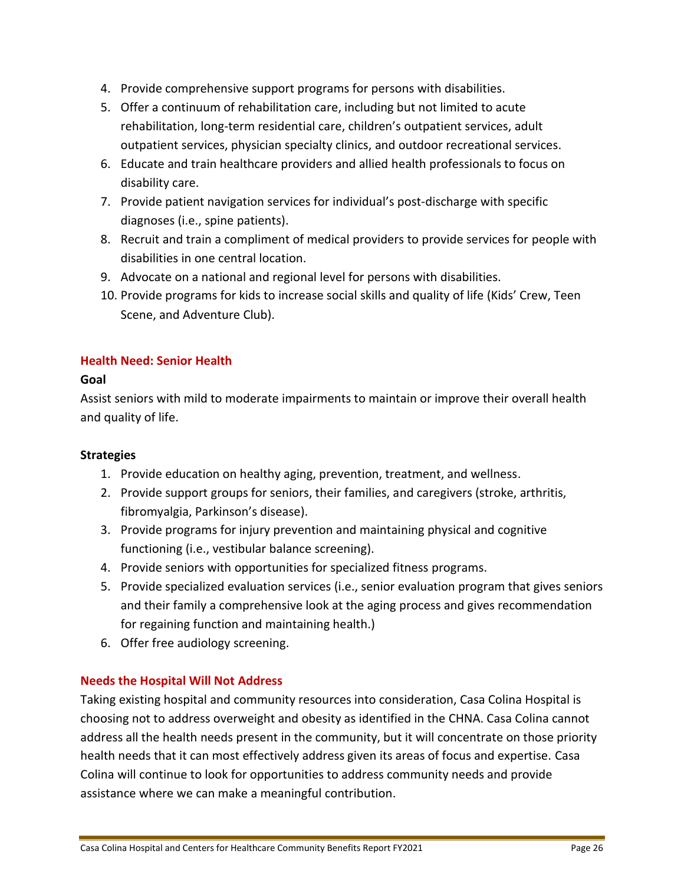4. Provide comprehensive support programs for persons with disabilities.
5. Offer a continuum of rehabilitation care, including but not limited to acute rehabilitation, long-term residential care, children's outpatient services, adult outpatient services, physician specialty clinics, and outdoor recreational services.
6. Educate and train healthcare providers and allied health professionals to focus on disability care.
7. Provide patient navigation services for individual's post-discharge with specific diagnoses (i.e., spine patients).
8. Recruit and train a compliment of medical providers to provide services for people with disabilities in one central location.
9. Advocate on a national and regional level for persons with disabilities.
10. Provide programs for kids to increase social skills and quality of life (Kids' Crew, Teen Scene, and Adventure Club).

### Health Need: Senior Health

**Goal**

Assist seniors with mild to moderate impairments to maintain or improve their overall health and quality of life.

**Strategies**

1. Provide education on healthy aging, prevention, treatment, and wellness.
2. Provide support groups for seniors, their families, and caregivers (stroke, arthritis, fibromyalgia, Parkinson's disease).
3. Provide programs for injury prevention and maintaining physical and cognitive functioning (i.e., vestibular balance screening).
4. Provide seniors with opportunities for specialized fitness programs.
5. Provide specialized evaluation services (i.e., senior evaluation program that gives seniors and their family a comprehensive look at the aging process and gives recommendation for regaining function and maintaining health.)
6. Offer free audiology screening.

### Needs the Hospital Will Not Address

Taking existing hospital and community resources into consideration, Casa Colina Hospital is choosing not to address overweight and obesity as identified in the CHNA. Casa Colina cannot address all the health needs present in the community, but it will concentrate on those priority health needs that it can most effectively address given its areas of focus and expertise. Casa Colina will continue to look for opportunities to address community needs and provide assistance where we can make a meaningful contribution.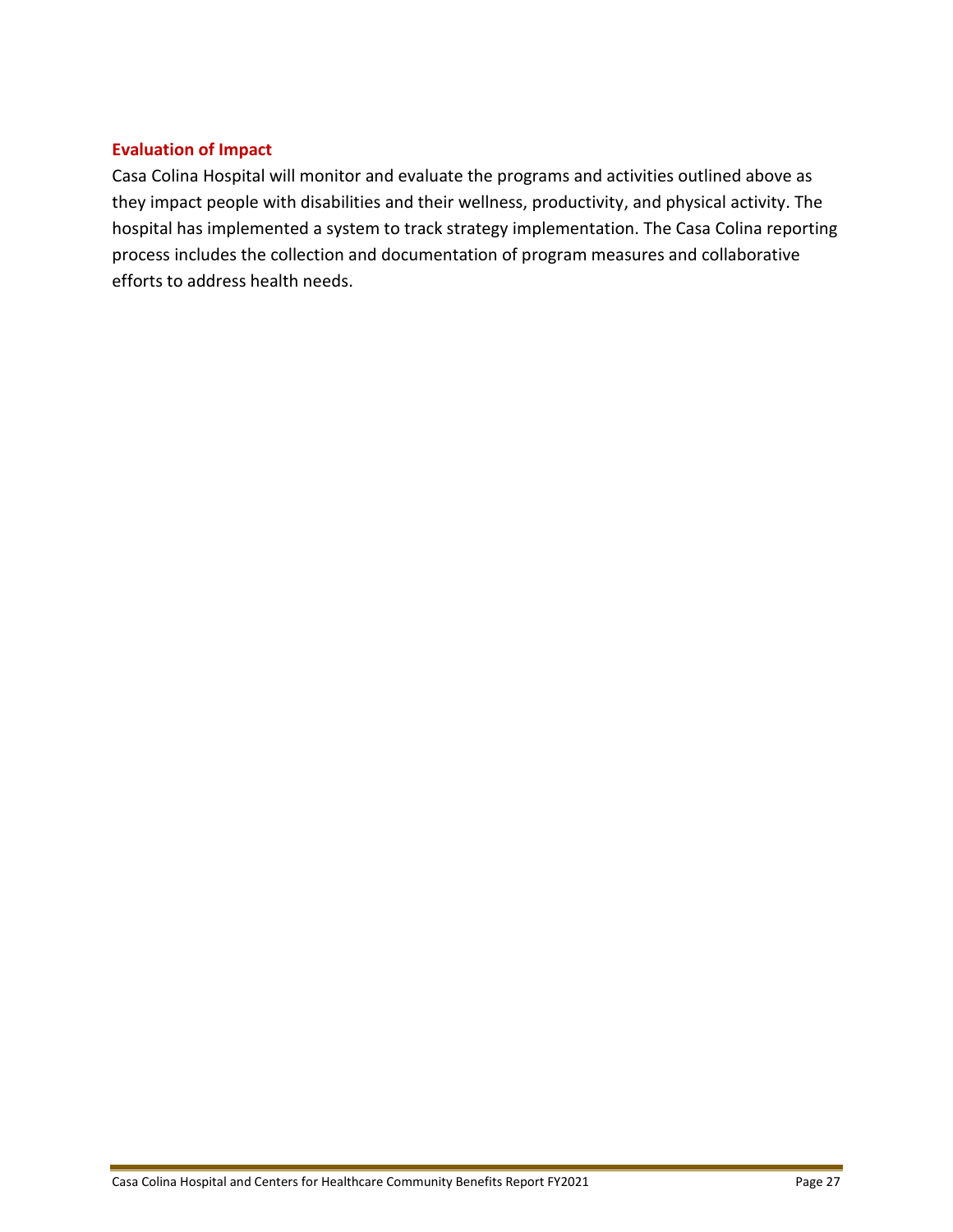### Evaluation of Impact

Casa Colina Hospital will monitor and evaluate the programs and activities outlined above as they impact people with disabilities and their wellness, productivity, and physical activity. The hospital has implemented a system to track strategy implementation. The Casa Colina reporting process includes the collection and documentation of program measures and collaborative efforts to address health needs.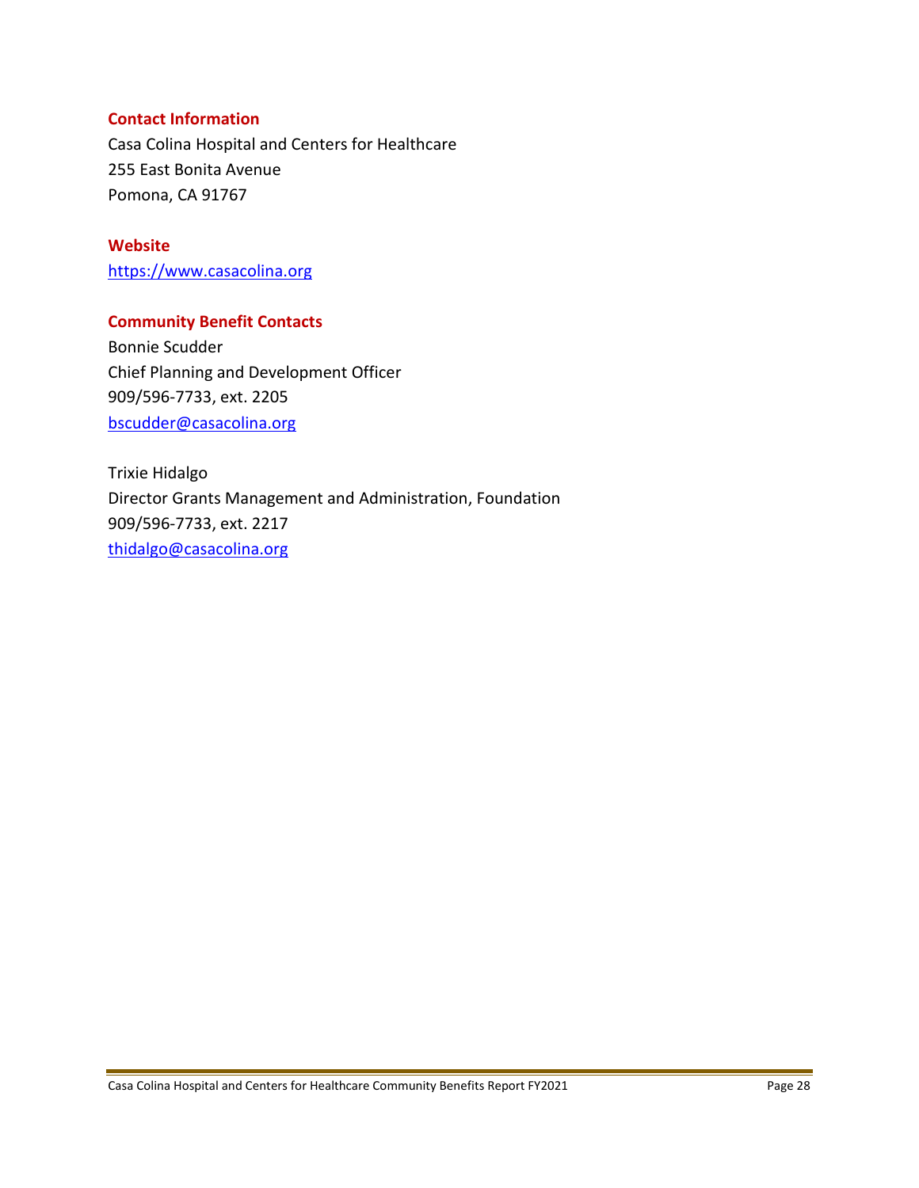## Contact Information

Casa Colina Hospital and Centers for Healthcare
255 East Bonita Avenue
Pomona, CA 91767

## Website

https://www.casacolina.org

## Community Benefit Contacts

Bonnie Scudder
Chief Planning and Development Officer
909/596-7733, ext. 2205
bscudder@casacolina.org

Trixie Hidalgo
Director Grants Management and Administration, Foundation
909/596-7733, ext. 2217
thidalgo@casacolina.org